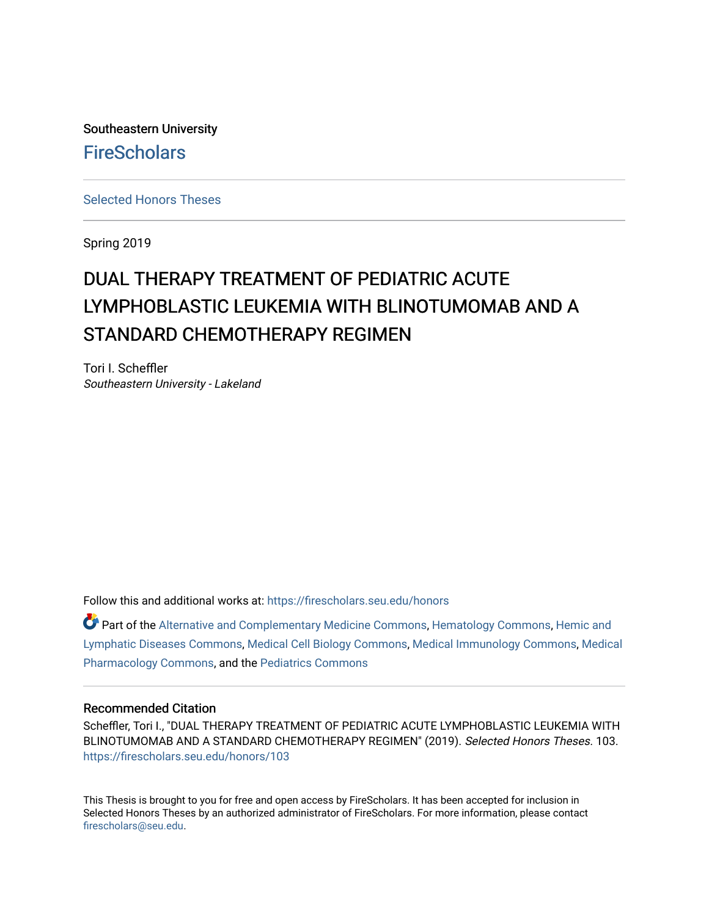Southeastern University

FireScholars

Selected Honors Theses

Spring 2019

# DUAL THERAPY TREATMENT OF PEDIATRIC ACUTE LYMPHOBLASTIC LEUKEMIA WITH BLINOTUMOMAB AND A STANDARD CHEMOTHERAPY REGIMEN

Tori I. Scheffler
*Southeastern University - Lakeland*

Follow this and additional works at: https://firescholars.seu.edu/honors

Part of the Alternative and Complementary Medicine Commons, Hematology Commons, Hemic and Lymphatic Diseases Commons, Medical Cell Biology Commons, Medical Immunology Commons, Medical Pharmacology Commons, and the Pediatrics Commons

## Recommended Citation

Scheffler, Tori I., "DUAL THERAPY TREATMENT OF PEDIATRIC ACUTE LYMPHOBLASTIC LEUKEMIA WITH BLINOTUMOMAB AND A STANDARD CHEMOTHERAPY REGIMEN" (2019). *Selected Honors Theses*. 103.
https://firescholars.seu.edu/honors/103

This Thesis is brought to you for free and open access by FireScholars. It has been accepted for inclusion in Selected Honors Theses by an authorized administrator of FireScholars. For more information, please contact firescholars@seu.edu.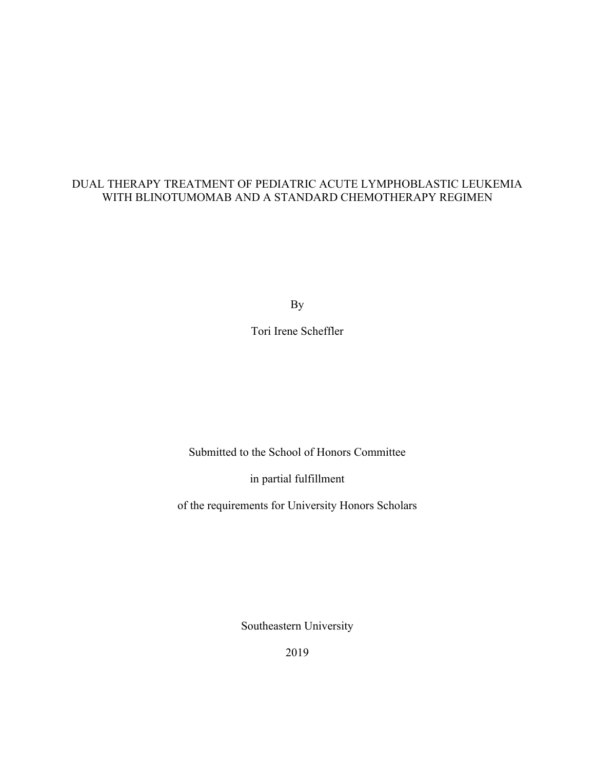# DUAL THERAPY TREATMENT OF PEDIATRIC ACUTE LYMPHOBLASTIC LEUKEMIA WITH BLINOTUMOMAB AND A STANDARD CHEMOTHERAPY REGIMEN

By

Tori Irene Scheffler

Submitted to the School of Honors Committee

in partial fulfillment

of the requirements for University Honors Scholars

Southeastern University

2019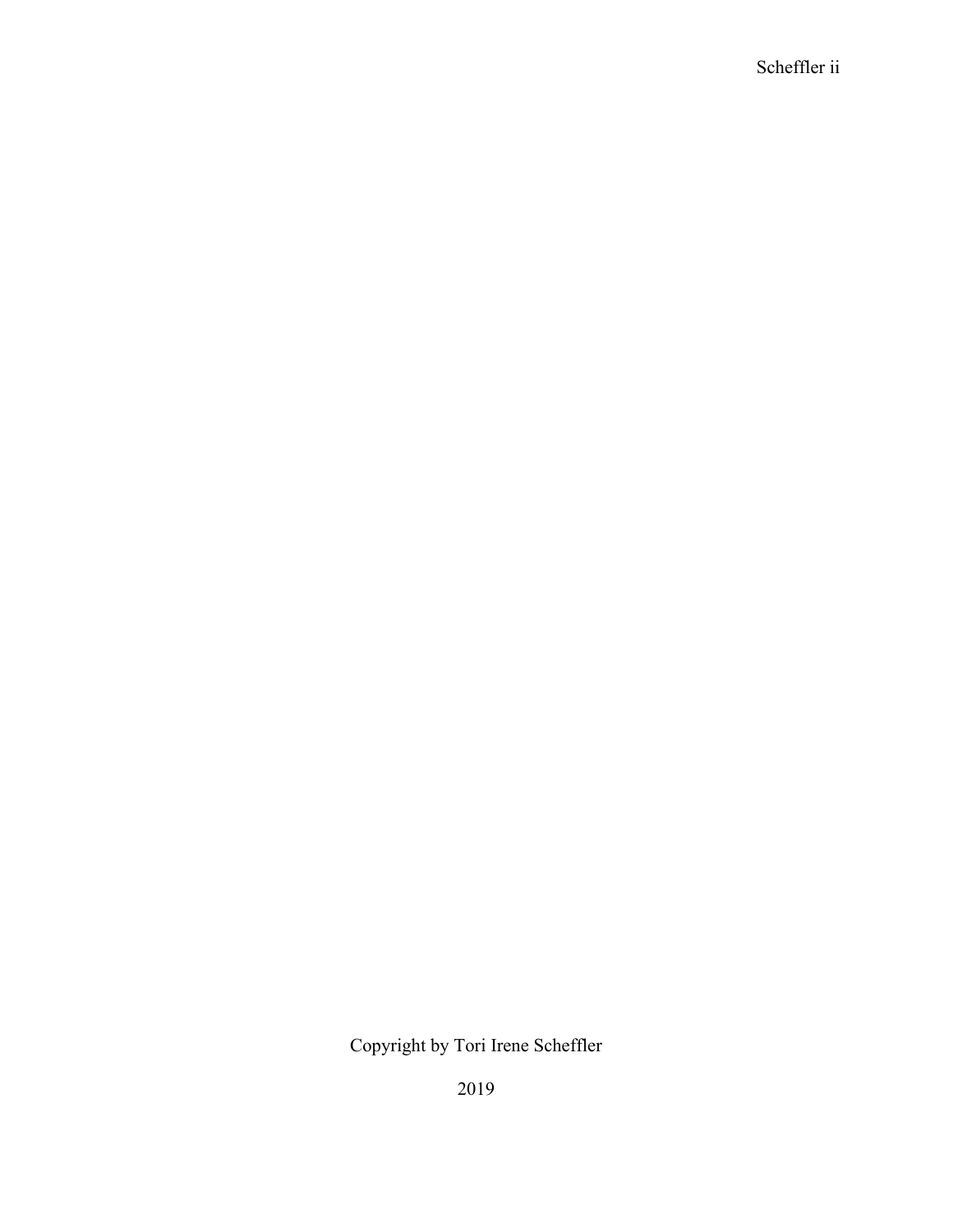Copyright by Tori Irene Scheffler

2019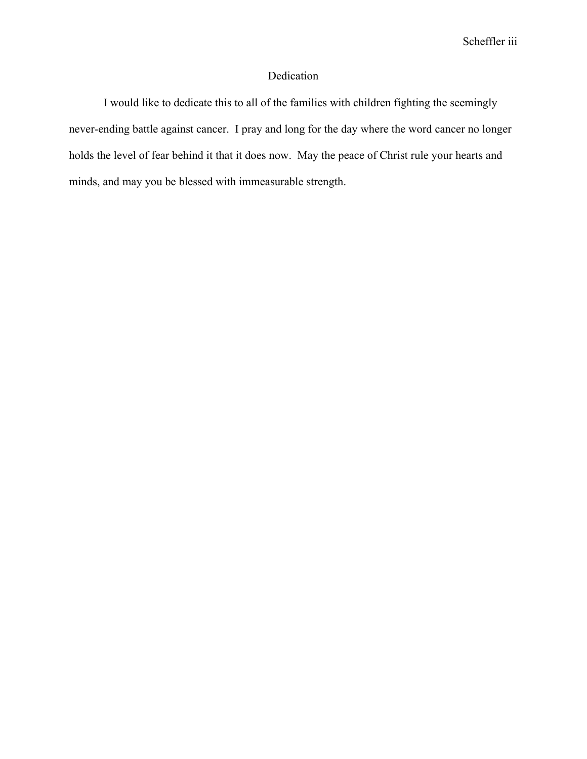# Dedication

I would like to dedicate this to all of the families with children fighting the seemingly never-ending battle against cancer. I pray and long for the day where the word cancer no longer holds the level of fear behind it that it does now. May the peace of Christ rule your hearts and minds, and may you be blessed with immeasurable strength.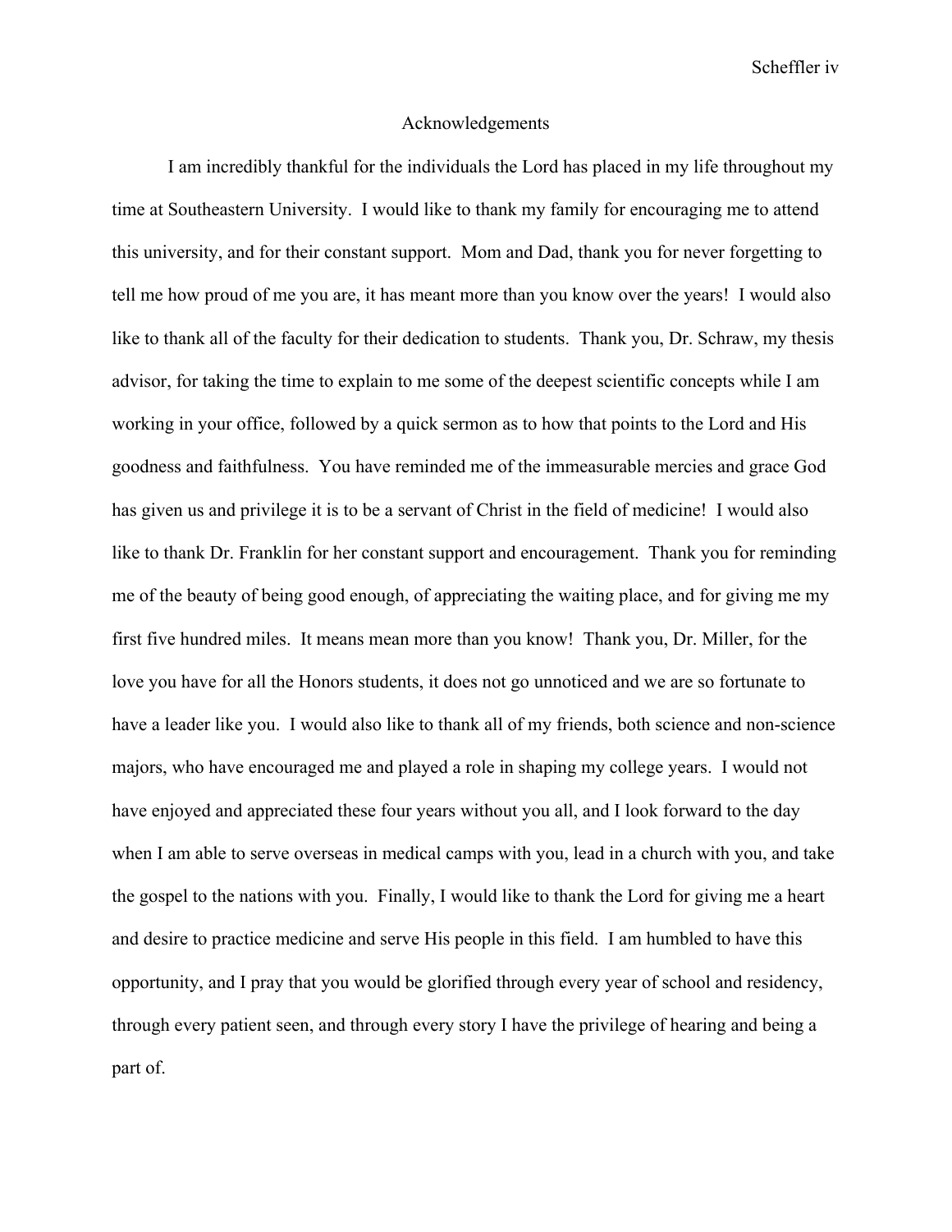# Acknowledgements

I am incredibly thankful for the individuals the Lord has placed in my life throughout my time at Southeastern University. I would like to thank my family for encouraging me to attend this university, and for their constant support. Mom and Dad, thank you for never forgetting to tell me how proud of me you are, it has meant more than you know over the years! I would also like to thank all of the faculty for their dedication to students. Thank you, Dr. Schraw, my thesis advisor, for taking the time to explain to me some of the deepest scientific concepts while I am working in your office, followed by a quick sermon as to how that points to the Lord and His goodness and faithfulness. You have reminded me of the immeasurable mercies and grace God has given us and privilege it is to be a servant of Christ in the field of medicine! I would also like to thank Dr. Franklin for her constant support and encouragement. Thank you for reminding me of the beauty of being good enough, of appreciating the waiting place, and for giving me my first five hundred miles. It means mean more than you know! Thank you, Dr. Miller, for the love you have for all the Honors students, it does not go unnoticed and we are so fortunate to have a leader like you. I would also like to thank all of my friends, both science and non-science majors, who have encouraged me and played a role in shaping my college years. I would not have enjoyed and appreciated these four years without you all, and I look forward to the day when I am able to serve overseas in medical camps with you, lead in a church with you, and take the gospel to the nations with you. Finally, I would like to thank the Lord for giving me a heart and desire to practice medicine and serve His people in this field. I am humbled to have this opportunity, and I pray that you would be glorified through every year of school and residency, through every patient seen, and through every story I have the privilege of hearing and being a part of.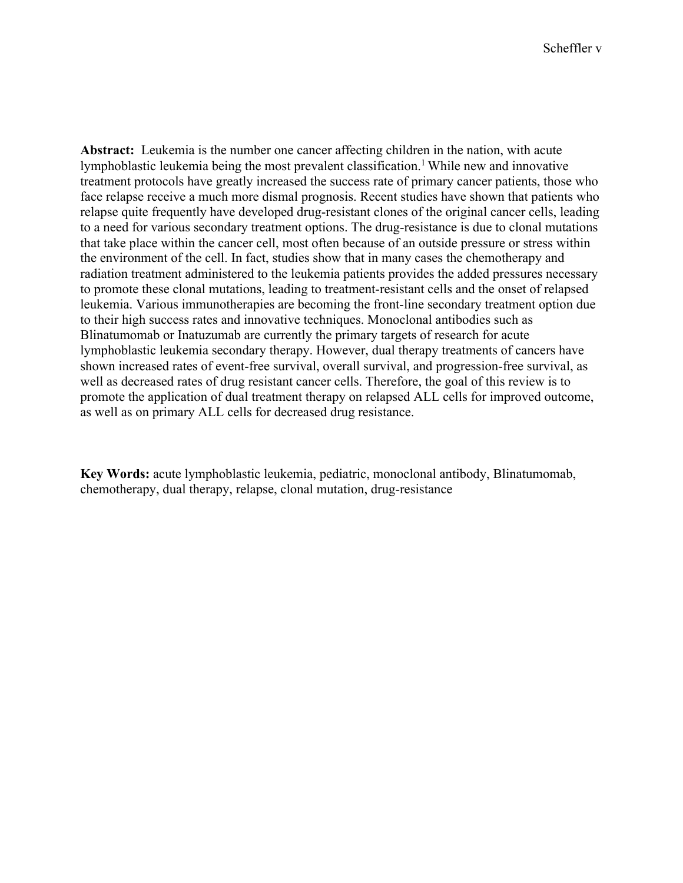**Abstract:** Leukemia is the number one cancer affecting children in the nation, with acute lymphoblastic leukemia being the most prevalent classification.[1] While new and innovative treatment protocols have greatly increased the success rate of primary cancer patients, those who face relapse receive a much more dismal prognosis. Recent studies have shown that patients who relapse quite frequently have developed drug-resistant clones of the original cancer cells, leading to a need for various secondary treatment options. The drug-resistance is due to clonal mutations that take place within the cancer cell, most often because of an outside pressure or stress within the environment of the cell. In fact, studies show that in many cases the chemotherapy and radiation treatment administered to the leukemia patients provides the added pressures necessary to promote these clonal mutations, leading to treatment-resistant cells and the onset of relapsed leukemia. Various immunotherapies are becoming the front-line secondary treatment option due to their high success rates and innovative techniques. Monoclonal antibodies such as Blinatumomab or Inatuzumab are currently the primary targets of research for acute lymphoblastic leukemia secondary therapy. However, dual therapy treatments of cancers have shown increased rates of event-free survival, overall survival, and progression-free survival, as well as decreased rates of drug resistant cancer cells. Therefore, the goal of this review is to promote the application of dual treatment therapy on relapsed ALL cells for improved outcome, as well as on primary ALL cells for decreased drug resistance.

**Key Words:** acute lymphoblastic leukemia, pediatric, monoclonal antibody, Blinatumomab, chemotherapy, dual therapy, relapse, clonal mutation, drug-resistance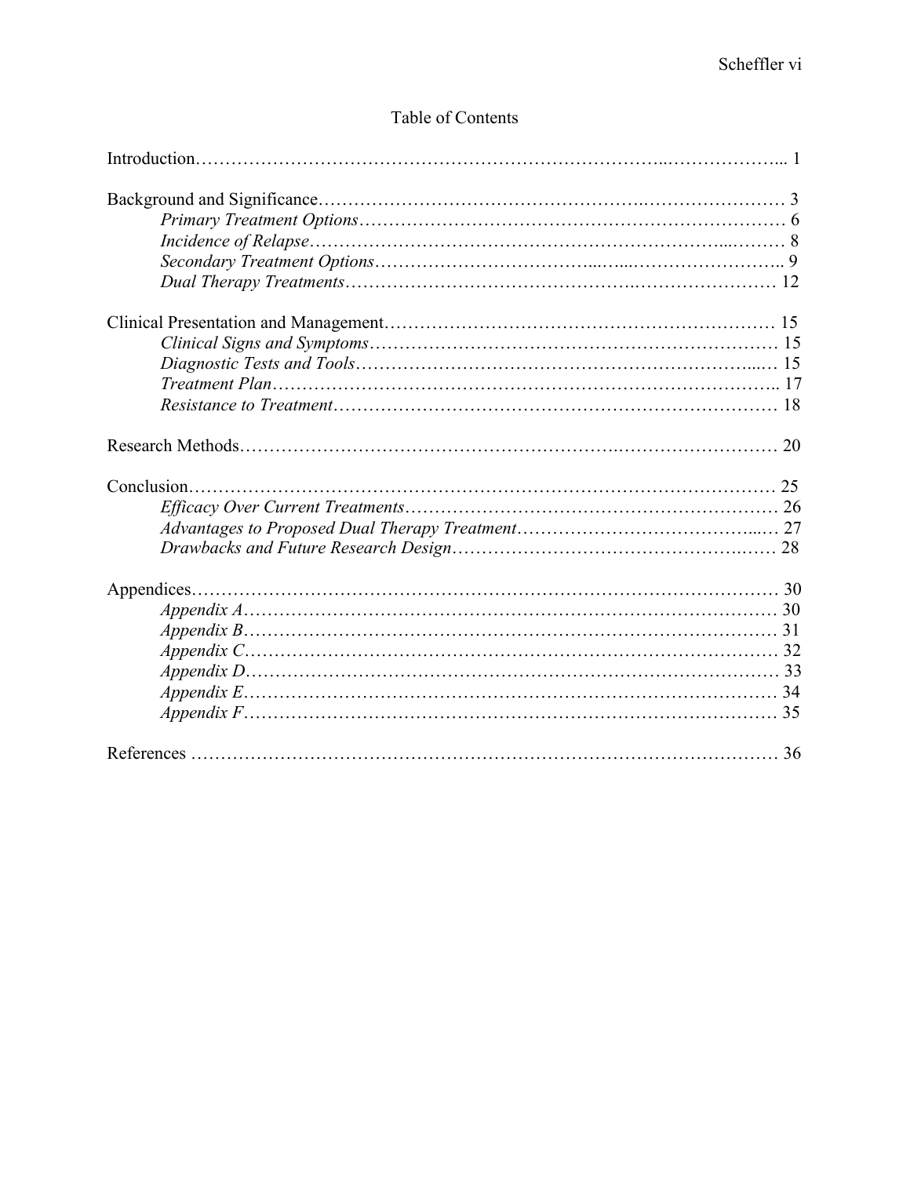## Table of Contents

Introduction……………………………………………………………………..………………... 1

Background and Significance……………………………………………….…………………… 3
- *Primary Treatment Options*………………………………………………………………… 6
- *Incidence of Relapse*…………………………………………………………...……… 8
- *Secondary Treatment Options*………………………………...…...…………………….. 9
- *Dual Therapy Treatments*……………………………………….……………………. 12

Clinical Presentation and Management……………………………………………………… 15
- *Clinical Signs and Symptoms*……………………………………………………………… 15
- *Diagnostic Tests and Tools*…………………………………………………………...… 15
- *Treatment Plan*……………………………………………………………………….. 17
- *Resistance to Treatment*…………………………………………………………………. 18

Research Methods………………………………………………….……………………… 20

Conclusion…………………………………………………………………………………… 25
- *Efficacy Over Current Treatments*…………………………………………………… 26
- *Advantages to Proposed Dual Therapy Treatment*………………………………...… 27
- *Drawbacks and Future Research Design*……………………………………….…… 28

Appendices………………………………………………………………………………… 30
- *Appendix A*……………………………………………………………………………… 30
- *Appendix B*……………………………………………………………………………… 31
- *Appendix C*……………………………………………………………………………… 32
- *Appendix D*……………………………………………………………………………… 33
- *Appendix E*……………………………………………………………………………… 34
- *Appendix F*……………………………………………………………………………… 35

References ………………………………………………………………………………… 36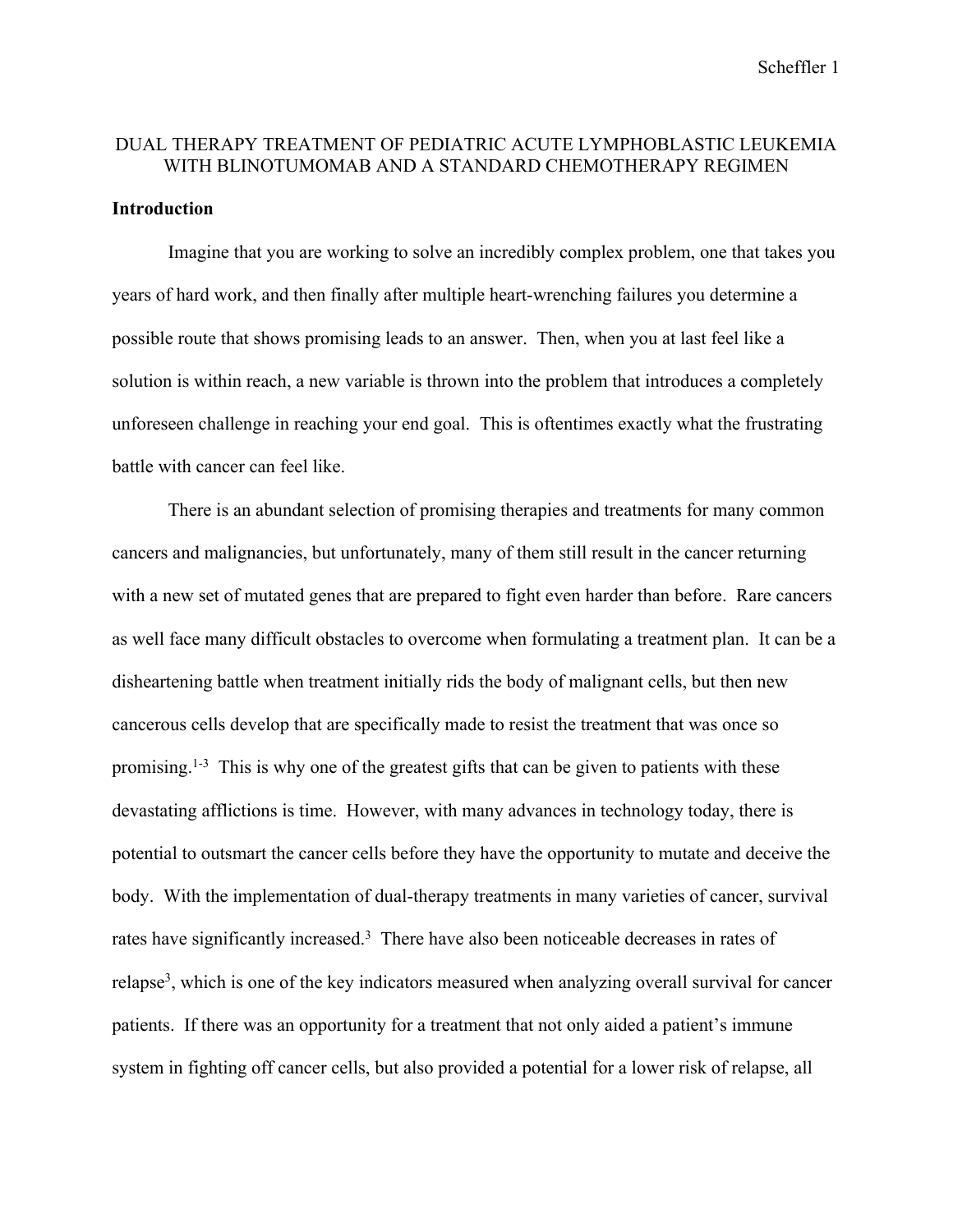# DUAL THERAPY TREATMENT OF PEDIATRIC ACUTE LYMPHOBLASTIC LEUKEMIA WITH BLINOTUMOMAB AND A STANDARD CHEMOTHERAPY REGIMEN

## Introduction

Imagine that you are working to solve an incredibly complex problem, one that takes you years of hard work, and then finally after multiple heart-wrenching failures you determine a possible route that shows promising leads to an answer. Then, when you at last feel like a solution is within reach, a new variable is thrown into the problem that introduces a completely unforeseen challenge in reaching your end goal. This is oftentimes exactly what the frustrating battle with cancer can feel like.

There is an abundant selection of promising therapies and treatments for many common cancers and malignancies, but unfortunately, many of them still result in the cancer returning with a new set of mutated genes that are prepared to fight even harder than before. Rare cancers as well face many difficult obstacles to overcome when formulating a treatment plan. It can be a disheartening battle when treatment initially rids the body of malignant cells, but then new cancerous cells develop that are specifically made to resist the treatment that was once so promising.[1-3] This is why one of the greatest gifts that can be given to patients with these devastating afflictions is time. However, with many advances in technology today, there is potential to outsmart the cancer cells before they have the opportunity to mutate and deceive the body. With the implementation of dual-therapy treatments in many varieties of cancer, survival rates have significantly increased.[3] There have also been noticeable decreases in rates of relapse[3], which is one of the key indicators measured when analyzing overall survival for cancer patients. If there was an opportunity for a treatment that not only aided a patient's immune system in fighting off cancer cells, but also provided a potential for a lower risk of relapse, all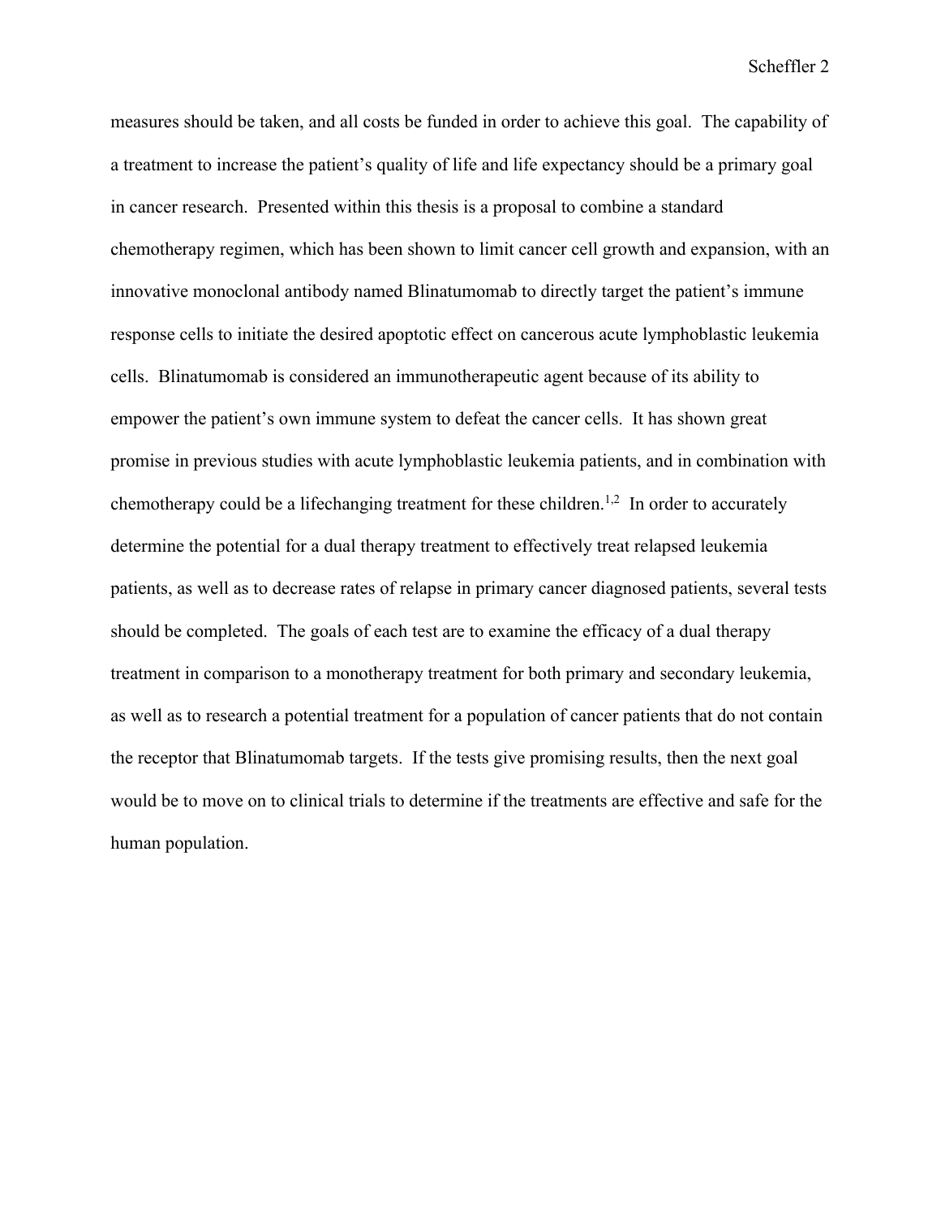measures should be taken, and all costs be funded in order to achieve this goal. The capability of a treatment to increase the patient's quality of life and life expectancy should be a primary goal in cancer research. Presented within this thesis is a proposal to combine a standard chemotherapy regimen, which has been shown to limit cancer cell growth and expansion, with an innovative monoclonal antibody named Blinatumomab to directly target the patient's immune response cells to initiate the desired apoptotic effect on cancerous acute lymphoblastic leukemia cells. Blinatumomab is considered an immunotherapeutic agent because of its ability to empower the patient's own immune system to defeat the cancer cells. It has shown great promise in previous studies with acute lymphoblastic leukemia patients, and in combination with chemotherapy could be a lifechanging treatment for these children.[1,2] In order to accurately determine the potential for a dual therapy treatment to effectively treat relapsed leukemia patients, as well as to decrease rates of relapse in primary cancer diagnosed patients, several tests should be completed. The goals of each test are to examine the efficacy of a dual therapy treatment in comparison to a monotherapy treatment for both primary and secondary leukemia, as well as to research a potential treatment for a population of cancer patients that do not contain the receptor that Blinatumomab targets. If the tests give promising results, then the next goal would be to move on to clinical trials to determine if the treatments are effective and safe for the human population.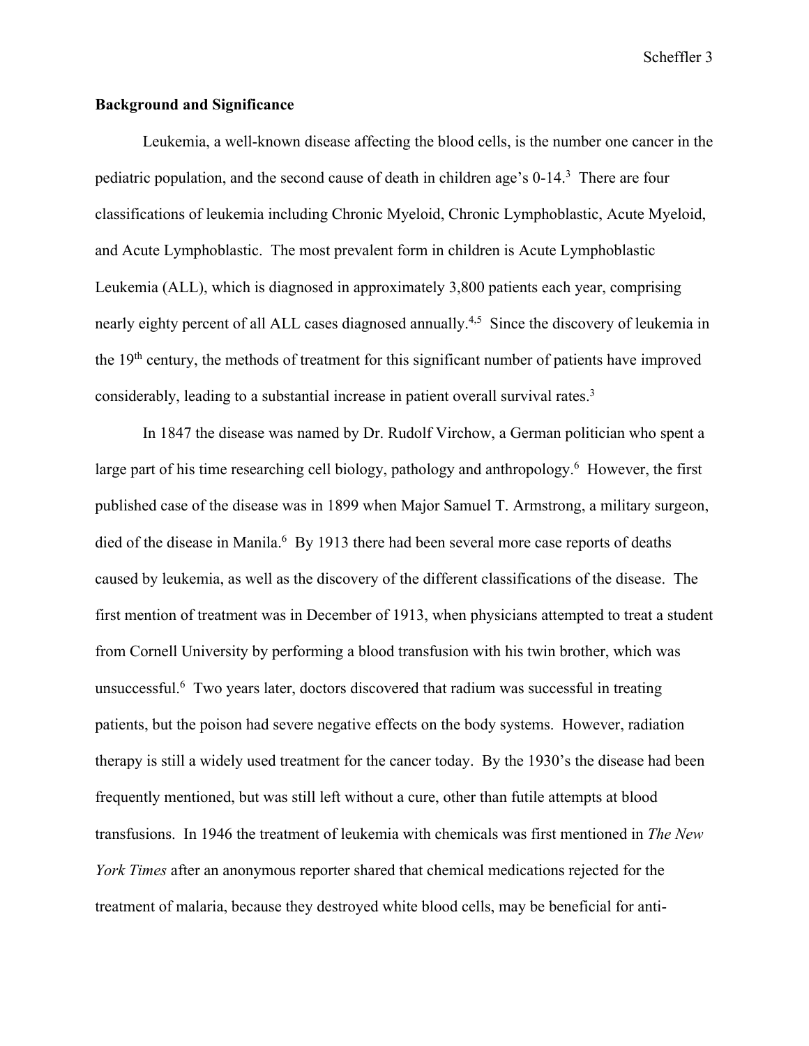**Background and Significance**

Leukemia, a well-known disease affecting the blood cells, is the number one cancer in the pediatric population, and the second cause of death in children age's 0-14.[3] There are four classifications of leukemia including Chronic Myeloid, Chronic Lymphoblastic, Acute Myeloid, and Acute Lymphoblastic. The most prevalent form in children is Acute Lymphoblastic Leukemia (ALL), which is diagnosed in approximately 3,800 patients each year, comprising nearly eighty percent of all ALL cases diagnosed annually.[4,5] Since the discovery of leukemia in the 19th century, the methods of treatment for this significant number of patients have improved considerably, leading to a substantial increase in patient overall survival rates.[3]

In 1847 the disease was named by Dr. Rudolf Virchow, a German politician who spent a large part of his time researching cell biology, pathology and anthropology.[6] However, the first published case of the disease was in 1899 when Major Samuel T. Armstrong, a military surgeon, died of the disease in Manila.[6] By 1913 there had been several more case reports of deaths caused by leukemia, as well as the discovery of the different classifications of the disease. The first mention of treatment was in December of 1913, when physicians attempted to treat a student from Cornell University by performing a blood transfusion with his twin brother, which was unsuccessful.[6] Two years later, doctors discovered that radium was successful in treating patients, but the poison had severe negative effects on the body systems. However, radiation therapy is still a widely used treatment for the cancer today. By the 1930's the disease had been frequently mentioned, but was still left without a cure, other than futile attempts at blood transfusions. In 1946 the treatment of leukemia with chemicals was first mentioned in *The New York Times* after an anonymous reporter shared that chemical medications rejected for the treatment of malaria, because they destroyed white blood cells, may be beneficial for anti-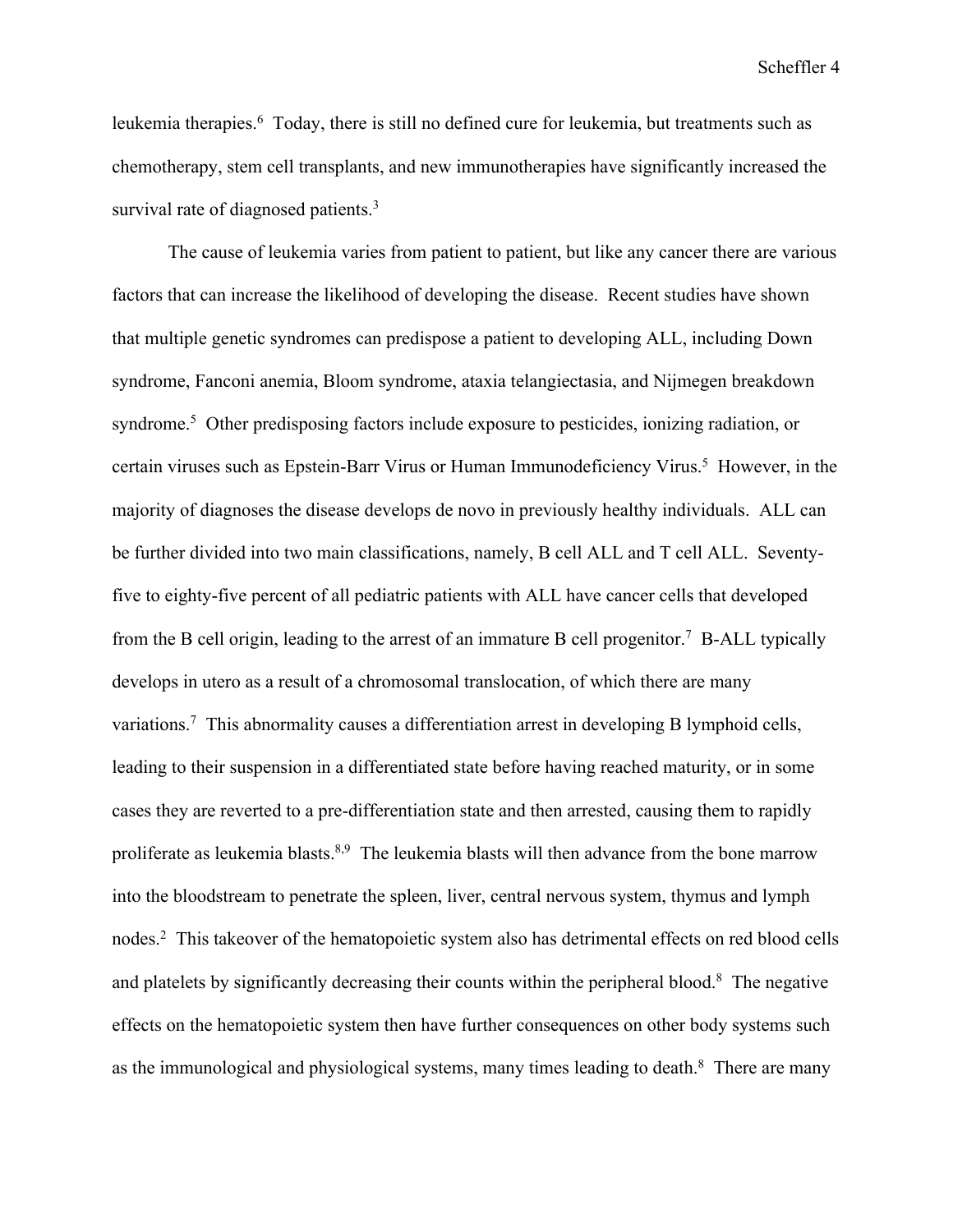leukemia therapies.[6] Today, there is still no defined cure for leukemia, but treatments such as chemotherapy, stem cell transplants, and new immunotherapies have significantly increased the survival rate of diagnosed patients.[3]

The cause of leukemia varies from patient to patient, but like any cancer there are various factors that can increase the likelihood of developing the disease. Recent studies have shown that multiple genetic syndromes can predispose a patient to developing ALL, including Down syndrome, Fanconi anemia, Bloom syndrome, ataxia telangiectasia, and Nijmegen breakdown syndrome.[5] Other predisposing factors include exposure to pesticides, ionizing radiation, or certain viruses such as Epstein-Barr Virus or Human Immunodeficiency Virus.[5] However, in the majority of diagnoses the disease develops de novo in previously healthy individuals. ALL can be further divided into two main classifications, namely, B cell ALL and T cell ALL. Seventy-five to eighty-five percent of all pediatric patients with ALL have cancer cells that developed from the B cell origin, leading to the arrest of an immature B cell progenitor.[7] B-ALL typically develops in utero as a result of a chromosomal translocation, of which there are many variations.[7] This abnormality causes a differentiation arrest in developing B lymphoid cells, leading to their suspension in a differentiated state before having reached maturity, or in some cases they are reverted to a pre-differentiation state and then arrested, causing them to rapidly proliferate as leukemia blasts.[8,9] The leukemia blasts will then advance from the bone marrow into the bloodstream to penetrate the spleen, liver, central nervous system, thymus and lymph nodes.[2] This takeover of the hematopoietic system also has detrimental effects on red blood cells and platelets by significantly decreasing their counts within the peripheral blood.[8] The negative effects on the hematopoietic system then have further consequences on other body systems such as the immunological and physiological systems, many times leading to death.[8] There are many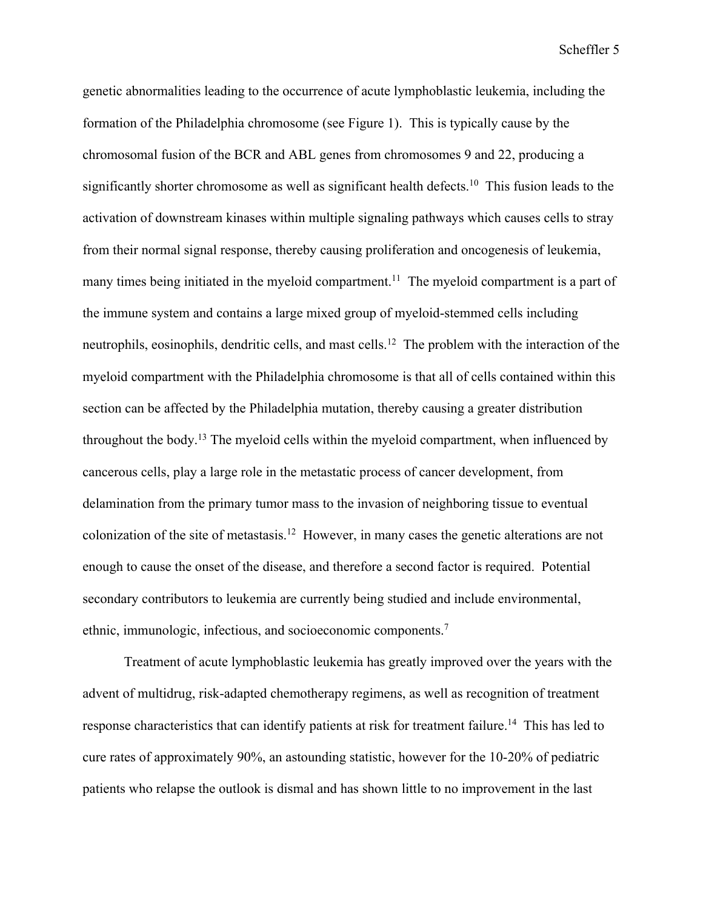genetic abnormalities leading to the occurrence of acute lymphoblastic leukemia, including the formation of the Philadelphia chromosome (see Figure 1). This is typically cause by the chromosomal fusion of the BCR and ABL genes from chromosomes 9 and 22, producing a significantly shorter chromosome as well as significant health defects.[10] This fusion leads to the activation of downstream kinases within multiple signaling pathways which causes cells to stray from their normal signal response, thereby causing proliferation and oncogenesis of leukemia, many times being initiated in the myeloid compartment.[11] The myeloid compartment is a part of the immune system and contains a large mixed group of myeloid-stemmed cells including neutrophils, eosinophils, dendritic cells, and mast cells.[12] The problem with the interaction of the myeloid compartment with the Philadelphia chromosome is that all of cells contained within this section can be affected by the Philadelphia mutation, thereby causing a greater distribution throughout the body.[13] The myeloid cells within the myeloid compartment, when influenced by cancerous cells, play a large role in the metastatic process of cancer development, from delamination from the primary tumor mass to the invasion of neighboring tissue to eventual colonization of the site of metastasis.[12] However, in many cases the genetic alterations are not enough to cause the onset of the disease, and therefore a second factor is required. Potential secondary contributors to leukemia are currently being studied and include environmental, ethnic, immunologic, infectious, and socioeconomic components.[7]

Treatment of acute lymphoblastic leukemia has greatly improved over the years with the advent of multidrug, risk-adapted chemotherapy regimens, as well as recognition of treatment response characteristics that can identify patients at risk for treatment failure.[14] This has led to cure rates of approximately 90%, an astounding statistic, however for the 10-20% of pediatric patients who relapse the outlook is dismal and has shown little to no improvement in the last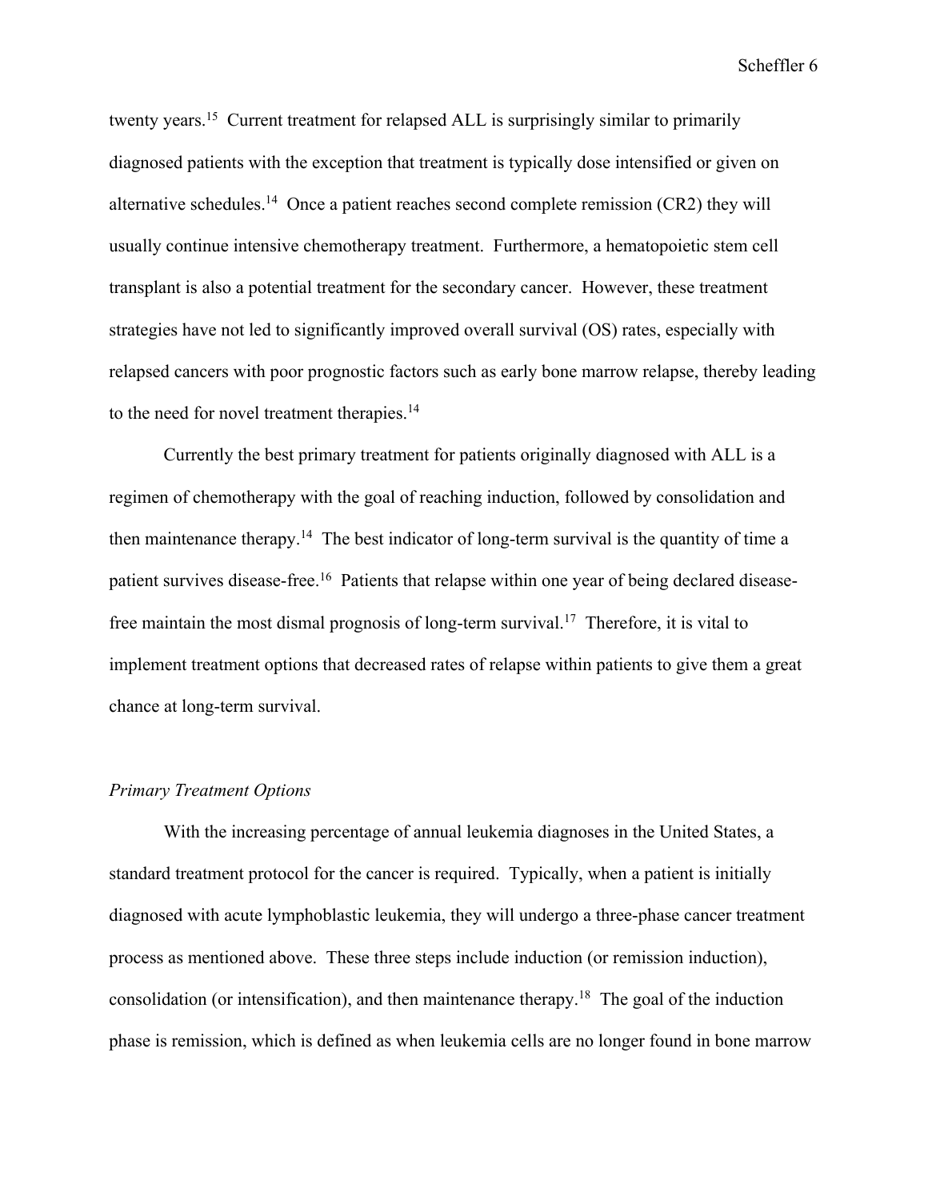twenty years.[15] Current treatment for relapsed ALL is surprisingly similar to primarily diagnosed patients with the exception that treatment is typically dose intensified or given on alternative schedules.[14] Once a patient reaches second complete remission (CR2) they will usually continue intensive chemotherapy treatment. Furthermore, a hematopoietic stem cell transplant is also a potential treatment for the secondary cancer. However, these treatment strategies have not led to significantly improved overall survival (OS) rates, especially with relapsed cancers with poor prognostic factors such as early bone marrow relapse, thereby leading to the need for novel treatment therapies.[14]

Currently the best primary treatment for patients originally diagnosed with ALL is a regimen of chemotherapy with the goal of reaching induction, followed by consolidation and then maintenance therapy.[14] The best indicator of long-term survival is the quantity of time a patient survives disease-free.[16] Patients that relapse within one year of being declared disease-free maintain the most dismal prognosis of long-term survival.[17] Therefore, it is vital to implement treatment options that decreased rates of relapse within patients to give them a great chance at long-term survival.

*Primary Treatment Options*

With the increasing percentage of annual leukemia diagnoses in the United States, a standard treatment protocol for the cancer is required. Typically, when a patient is initially diagnosed with acute lymphoblastic leukemia, they will undergo a three-phase cancer treatment process as mentioned above. These three steps include induction (or remission induction), consolidation (or intensification), and then maintenance therapy.[18] The goal of the induction phase is remission, which is defined as when leukemia cells are no longer found in bone marrow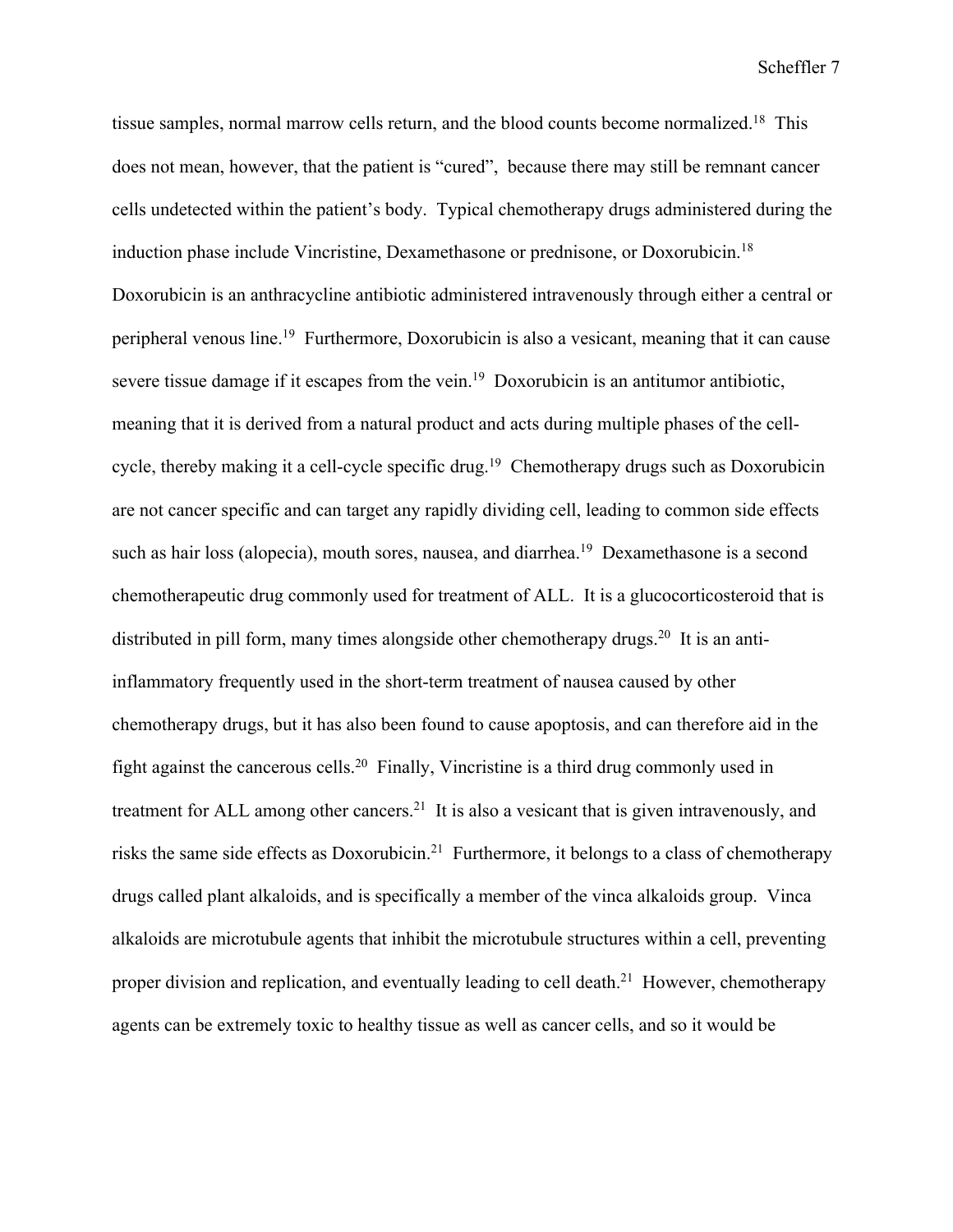tissue samples, normal marrow cells return, and the blood counts become normalized.[18] This does not mean, however, that the patient is "cured", because there may still be remnant cancer cells undetected within the patient's body. Typical chemotherapy drugs administered during the induction phase include Vincristine, Dexamethasone or prednisone, or Doxorubicin.[18] Doxorubicin is an anthracycline antibiotic administered intravenously through either a central or peripheral venous line.[19] Furthermore, Doxorubicin is also a vesicant, meaning that it can cause severe tissue damage if it escapes from the vein.[19] Doxorubicin is an antitumor antibiotic, meaning that it is derived from a natural product and acts during multiple phases of the cell-cycle, thereby making it a cell-cycle specific drug.[19] Chemotherapy drugs such as Doxorubicin are not cancer specific and can target any rapidly dividing cell, leading to common side effects such as hair loss (alopecia), mouth sores, nausea, and diarrhea.[19] Dexamethasone is a second chemotherapeutic drug commonly used for treatment of ALL. It is a glucocorticosteroid that is distributed in pill form, many times alongside other chemotherapy drugs.[20] It is an anti-inflammatory frequently used in the short-term treatment of nausea caused by other chemotherapy drugs, but it has also been found to cause apoptosis, and can therefore aid in the fight against the cancerous cells.[20] Finally, Vincristine is a third drug commonly used in treatment for ALL among other cancers.[21] It is also a vesicant that is given intravenously, and risks the same side effects as Doxorubicin.[21] Furthermore, it belongs to a class of chemotherapy drugs called plant alkaloids, and is specifically a member of the vinca alkaloids group. Vinca alkaloids are microtubule agents that inhibit the microtubule structures within a cell, preventing proper division and replication, and eventually leading to cell death.[21] However, chemotherapy agents can be extremely toxic to healthy tissue as well as cancer cells, and so it would be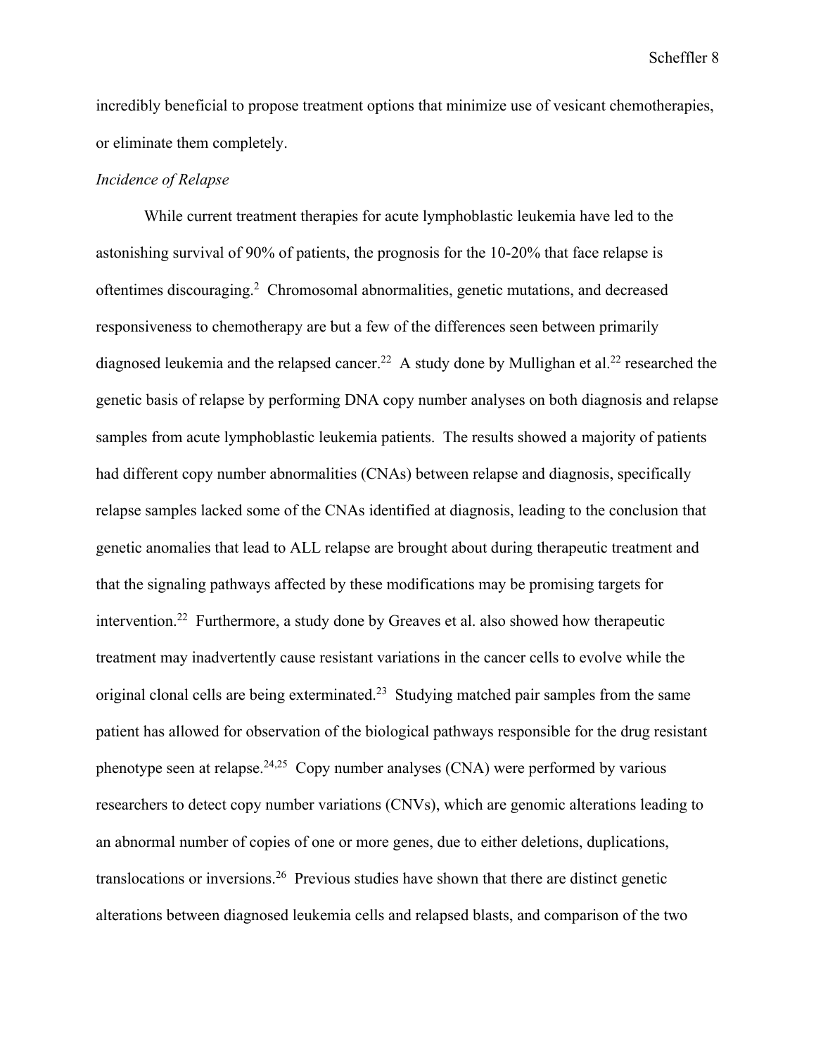incredibly beneficial to propose treatment options that minimize use of vesicant chemotherapies, or eliminate them completely.

*Incidence of Relapse*

While current treatment therapies for acute lymphoblastic leukemia have led to the astonishing survival of 90% of patients, the prognosis for the 10-20% that face relapse is oftentimes discouraging.[2] Chromosomal abnormalities, genetic mutations, and decreased responsiveness to chemotherapy are but a few of the differences seen between primarily diagnosed leukemia and the relapsed cancer.[22] A study done by Mullighan et al.[22] researched the genetic basis of relapse by performing DNA copy number analyses on both diagnosis and relapse samples from acute lymphoblastic leukemia patients. The results showed a majority of patients had different copy number abnormalities (CNAs) between relapse and diagnosis, specifically relapse samples lacked some of the CNAs identified at diagnosis, leading to the conclusion that genetic anomalies that lead to ALL relapse are brought about during therapeutic treatment and that the signaling pathways affected by these modifications may be promising targets for intervention.[22] Furthermore, a study done by Greaves et al. also showed how therapeutic treatment may inadvertently cause resistant variations in the cancer cells to evolve while the original clonal cells are being exterminated.[23] Studying matched pair samples from the same patient has allowed for observation of the biological pathways responsible for the drug resistant phenotype seen at relapse.[24,25] Copy number analyses (CNA) were performed by various researchers to detect copy number variations (CNVs), which are genomic alterations leading to an abnormal number of copies of one or more genes, due to either deletions, duplications, translocations or inversions.[26] Previous studies have shown that there are distinct genetic alterations between diagnosed leukemia cells and relapsed blasts, and comparison of the two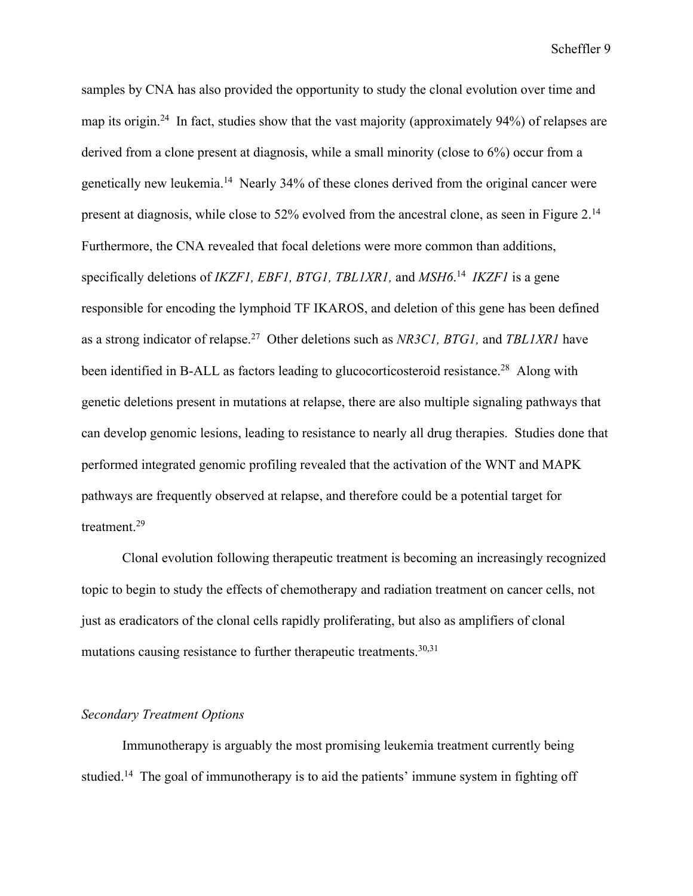samples by CNA has also provided the opportunity to study the clonal evolution over time and map its origin.[24] In fact, studies show that the vast majority (approximately 94%) of relapses are derived from a clone present at diagnosis, while a small minority (close to 6%) occur from a genetically new leukemia.[14] Nearly 34% of these clones derived from the original cancer were present at diagnosis, while close to 52% evolved from the ancestral clone, as seen in Figure 2.[14] Furthermore, the CNA revealed that focal deletions were more common than additions, specifically deletions of *IKZF1, EBF1, BTG1, TBL1XR1,* and *MSH6*.[14] *IKZF1* is a gene responsible for encoding the lymphoid TF IKAROS, and deletion of this gene has been defined as a strong indicator of relapse.[27] Other deletions such as *NR3C1, BTG1,* and *TBL1XR1* have been identified in B-ALL as factors leading to glucocorticosteroid resistance.[28] Along with genetic deletions present in mutations at relapse, there are also multiple signaling pathways that can develop genomic lesions, leading to resistance to nearly all drug therapies. Studies done that performed integrated genomic profiling revealed that the activation of the WNT and MAPK pathways are frequently observed at relapse, and therefore could be a potential target for treatment.[29]

Clonal evolution following therapeutic treatment is becoming an increasingly recognized topic to begin to study the effects of chemotherapy and radiation treatment on cancer cells, not just as eradicators of the clonal cells rapidly proliferating, but also as amplifiers of clonal mutations causing resistance to further therapeutic treatments.[30,31]

### *Secondary Treatment Options*

Immunotherapy is arguably the most promising leukemia treatment currently being studied.[14] The goal of immunotherapy is to aid the patients' immune system in fighting off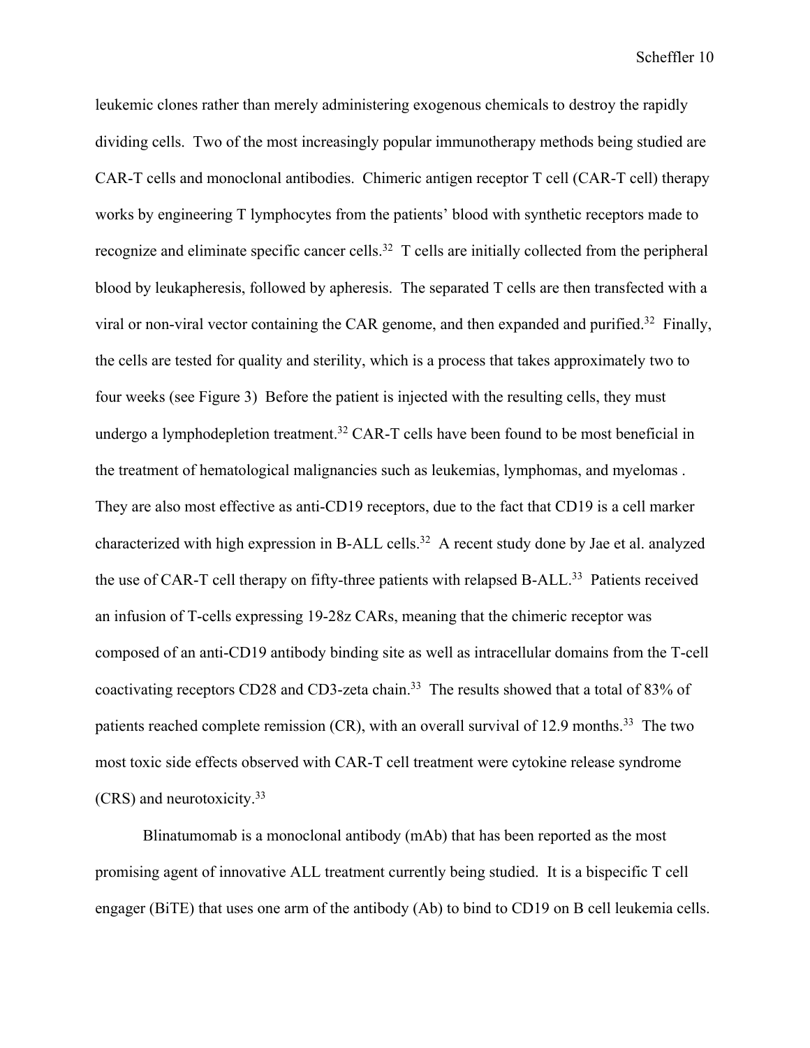leukemic clones rather than merely administering exogenous chemicals to destroy the rapidly dividing cells. Two of the most increasingly popular immunotherapy methods being studied are CAR-T cells and monoclonal antibodies. Chimeric antigen receptor T cell (CAR-T cell) therapy works by engineering T lymphocytes from the patients' blood with synthetic receptors made to recognize and eliminate specific cancer cells.[32] T cells are initially collected from the peripheral blood by leukapheresis, followed by apheresis. The separated T cells are then transfected with a viral or non-viral vector containing the CAR genome, and then expanded and purified.[32] Finally, the cells are tested for quality and sterility, which is a process that takes approximately two to four weeks (see Figure 3) Before the patient is injected with the resulting cells, they must undergo a lymphodepletion treatment.[32] CAR-T cells have been found to be most beneficial in the treatment of hematological malignancies such as leukemias, lymphomas, and myelomas . They are also most effective as anti-CD19 receptors, due to the fact that CD19 is a cell marker characterized with high expression in B-ALL cells.[32] A recent study done by Jae et al. analyzed the use of CAR-T cell therapy on fifty-three patients with relapsed B-ALL.[33] Patients received an infusion of T-cells expressing 19-28z CARs, meaning that the chimeric receptor was composed of an anti-CD19 antibody binding site as well as intracellular domains from the T-cell coactivating receptors CD28 and CD3-zeta chain.[33] The results showed that a total of 83% of patients reached complete remission (CR), with an overall survival of 12.9 months.[33] The two most toxic side effects observed with CAR-T cell treatment were cytokine release syndrome (CRS) and neurotoxicity.[33]

Blinatumomab is a monoclonal antibody (mAb) that has been reported as the most promising agent of innovative ALL treatment currently being studied. It is a bispecific T cell engager (BiTE) that uses one arm of the antibody (Ab) to bind to CD19 on B cell leukemia cells.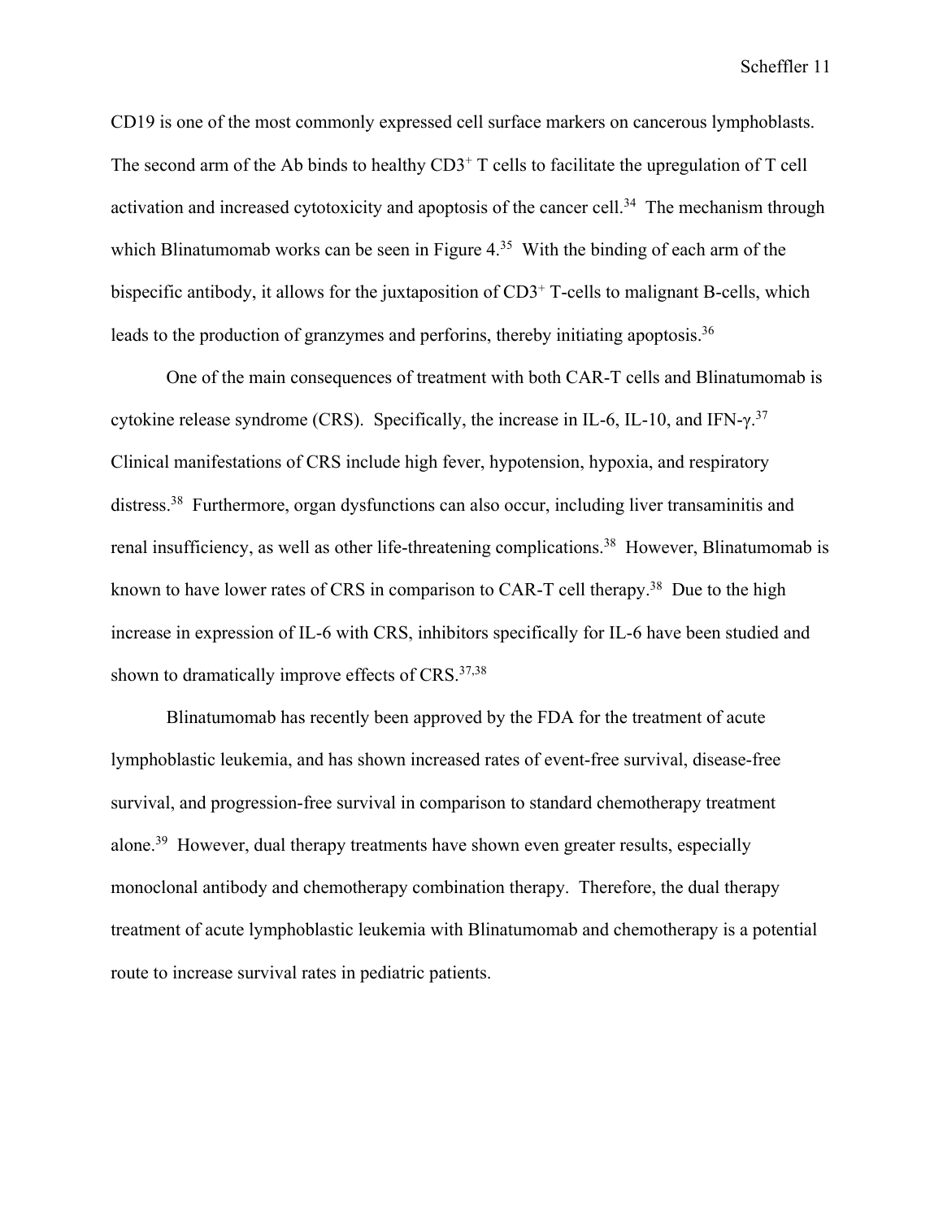CD19 is one of the most commonly expressed cell surface markers on cancerous lymphoblasts. The second arm of the Ab binds to healthy $CD3^+$ T cells to facilitate the upregulation of T cell activation and increased cytotoxicity and apoptosis of the cancer cell.[34] The mechanism through which Blinatumomab works can be seen in Figure 4.[35] With the binding of each arm of the bispecific antibody, it allows for the juxtaposition of $CD3^+$ T-cells to malignant B-cells, which leads to the production of granzymes and perforins, thereby initiating apoptosis.[36]

One of the main consequences of treatment with both CAR-T cells and Blinatumomab is cytokine release syndrome (CRS). Specifically, the increase in IL-6, IL-10, and IFN-γ.[37] Clinical manifestations of CRS include high fever, hypotension, hypoxia, and respiratory distress.[38] Furthermore, organ dysfunctions can also occur, including liver transaminitis and renal insufficiency, as well as other life-threatening complications.[38] However, Blinatumomab is known to have lower rates of CRS in comparison to CAR-T cell therapy.[38] Due to the high increase in expression of IL-6 with CRS, inhibitors specifically for IL-6 have been studied and shown to dramatically improve effects of CRS.[37,38]

Blinatumomab has recently been approved by the FDA for the treatment of acute lymphoblastic leukemia, and has shown increased rates of event-free survival, disease-free survival, and progression-free survival in comparison to standard chemotherapy treatment alone.[39] However, dual therapy treatments have shown even greater results, especially monoclonal antibody and chemotherapy combination therapy. Therefore, the dual therapy treatment of acute lymphoblastic leukemia with Blinatumomab and chemotherapy is a potential route to increase survival rates in pediatric patients.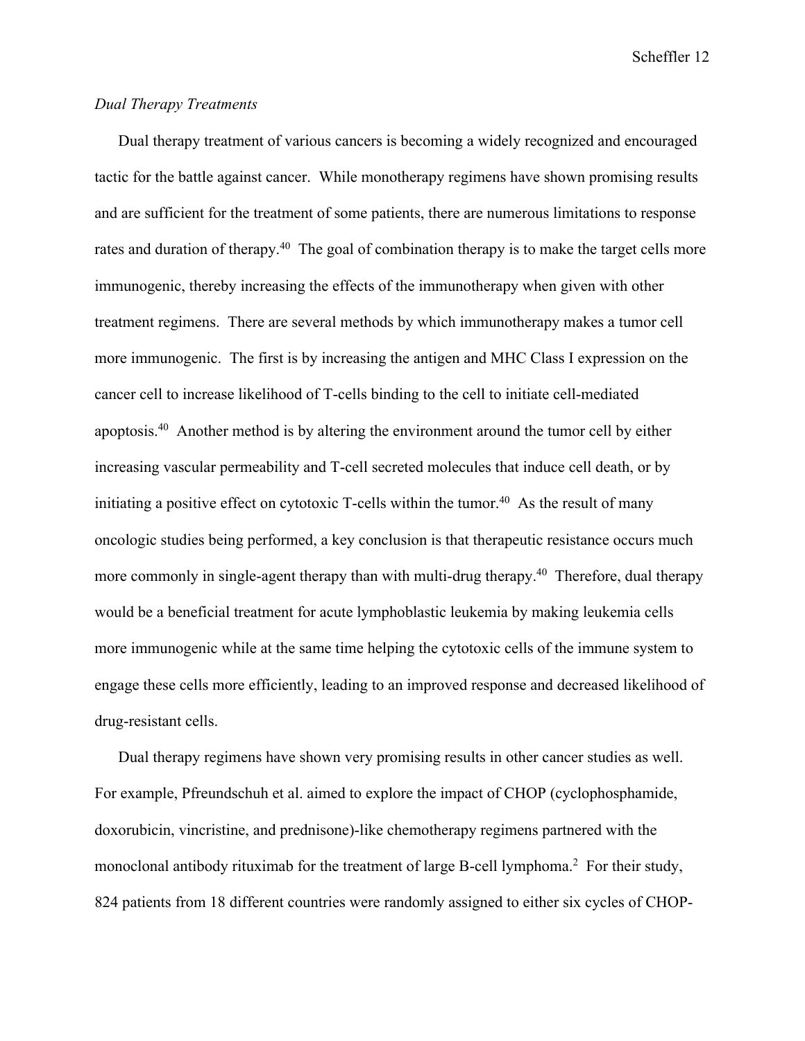*Dual Therapy Treatments*

Dual therapy treatment of various cancers is becoming a widely recognized and encouraged tactic for the battle against cancer. While monotherapy regimens have shown promising results and are sufficient for the treatment of some patients, there are numerous limitations to response rates and duration of therapy.[40] The goal of combination therapy is to make the target cells more immunogenic, thereby increasing the effects of the immunotherapy when given with other treatment regimens. There are several methods by which immunotherapy makes a tumor cell more immunogenic. The first is by increasing the antigen and MHC Class I expression on the cancer cell to increase likelihood of T-cells binding to the cell to initiate cell-mediated apoptosis.[40] Another method is by altering the environment around the tumor cell by either increasing vascular permeability and T-cell secreted molecules that induce cell death, or by initiating a positive effect on cytotoxic T-cells within the tumor.[40] As the result of many oncologic studies being performed, a key conclusion is that therapeutic resistance occurs much more commonly in single-agent therapy than with multi-drug therapy.[40] Therefore, dual therapy would be a beneficial treatment for acute lymphoblastic leukemia by making leukemia cells more immunogenic while at the same time helping the cytotoxic cells of the immune system to engage these cells more efficiently, leading to an improved response and decreased likelihood of drug-resistant cells.

Dual therapy regimens have shown very promising results in other cancer studies as well. For example, Pfreundschuh et al. aimed to explore the impact of CHOP (cyclophosphamide, doxorubicin, vincristine, and prednisone)-like chemotherapy regimens partnered with the monoclonal antibody rituximab for the treatment of large B-cell lymphoma.[2] For their study, 824 patients from 18 different countries were randomly assigned to either six cycles of CHOP-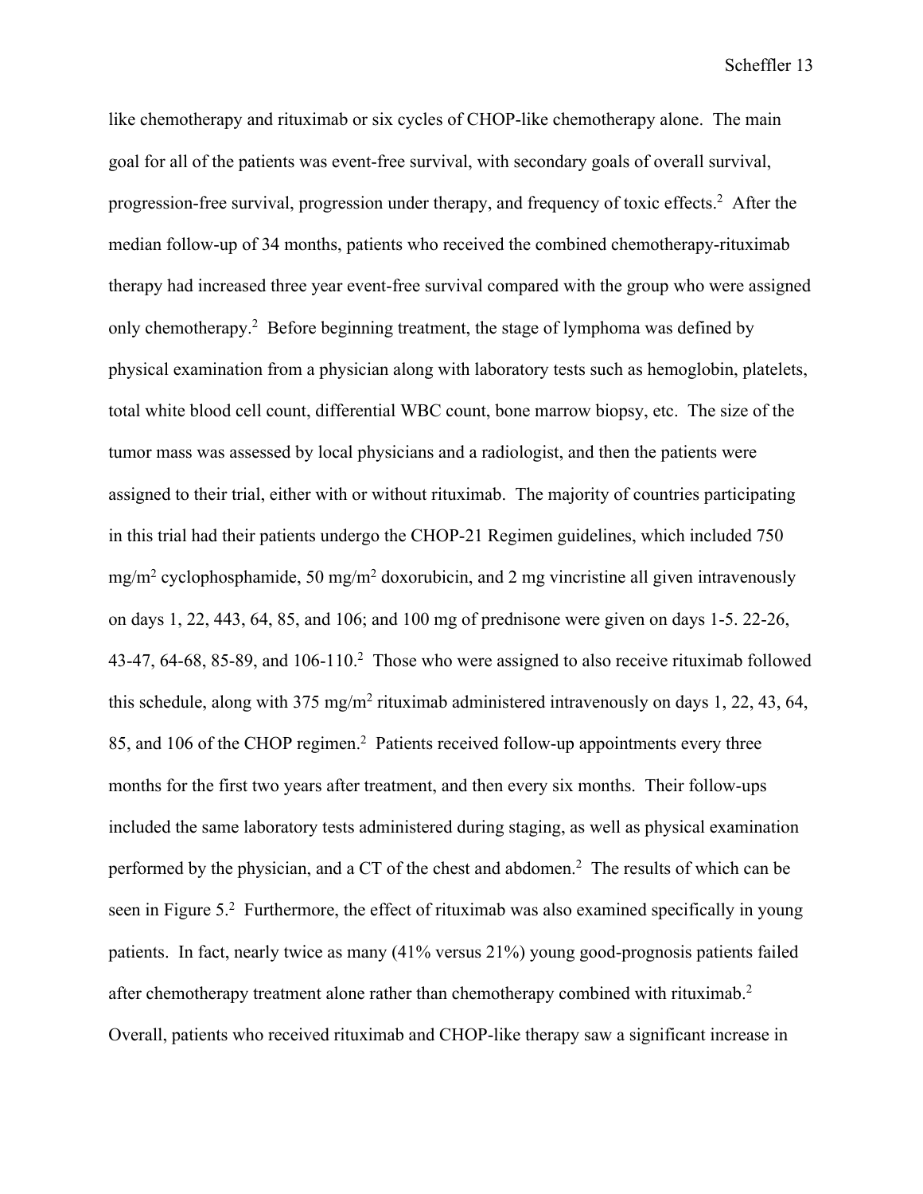like chemotherapy and rituximab or six cycles of CHOP-like chemotherapy alone. The main goal for all of the patients was event-free survival, with secondary goals of overall survival, progression-free survival, progression under therapy, and frequency of toxic effects.[2] After the median follow-up of 34 months, patients who received the combined chemotherapy-rituximab therapy had increased three year event-free survival compared with the group who were assigned only chemotherapy.[2] Before beginning treatment, the stage of lymphoma was defined by physical examination from a physician along with laboratory tests such as hemoglobin, platelets, total white blood cell count, differential WBC count, bone marrow biopsy, etc. The size of the tumor mass was assessed by local physicians and a radiologist, and then the patients were assigned to their trial, either with or without rituximab. The majority of countries participating in this trial had their patients undergo the CHOP-21 Regimen guidelines, which included 750 $mg/m^2$ cyclophosphamide, 50 $mg/m^2$ doxorubicin, and 2 mg vincristine all given intravenously on days 1, 22, 443, 64, 85, and 106; and 100 mg of prednisone were given on days 1-5. 22-26, 43-47, 64-68, 85-89, and 106-110.[2] Those who were assigned to also receive rituximab followed this schedule, along with 375 $mg/m^2$ rituximab administered intravenously on days 1, 22, 43, 64, 85, and 106 of the CHOP regimen.[2] Patients received follow-up appointments every three months for the first two years after treatment, and then every six months. Their follow-ups included the same laboratory tests administered during staging, as well as physical examination performed by the physician, and a CT of the chest and abdomen.[2] The results of which can be seen in Figure 5.[2] Furthermore, the effect of rituximab was also examined specifically in young patients. In fact, nearly twice as many (41% versus 21%) young good-prognosis patients failed after chemotherapy treatment alone rather than chemotherapy combined with rituximab.[2] Overall, patients who received rituximab and CHOP-like therapy saw a significant increase in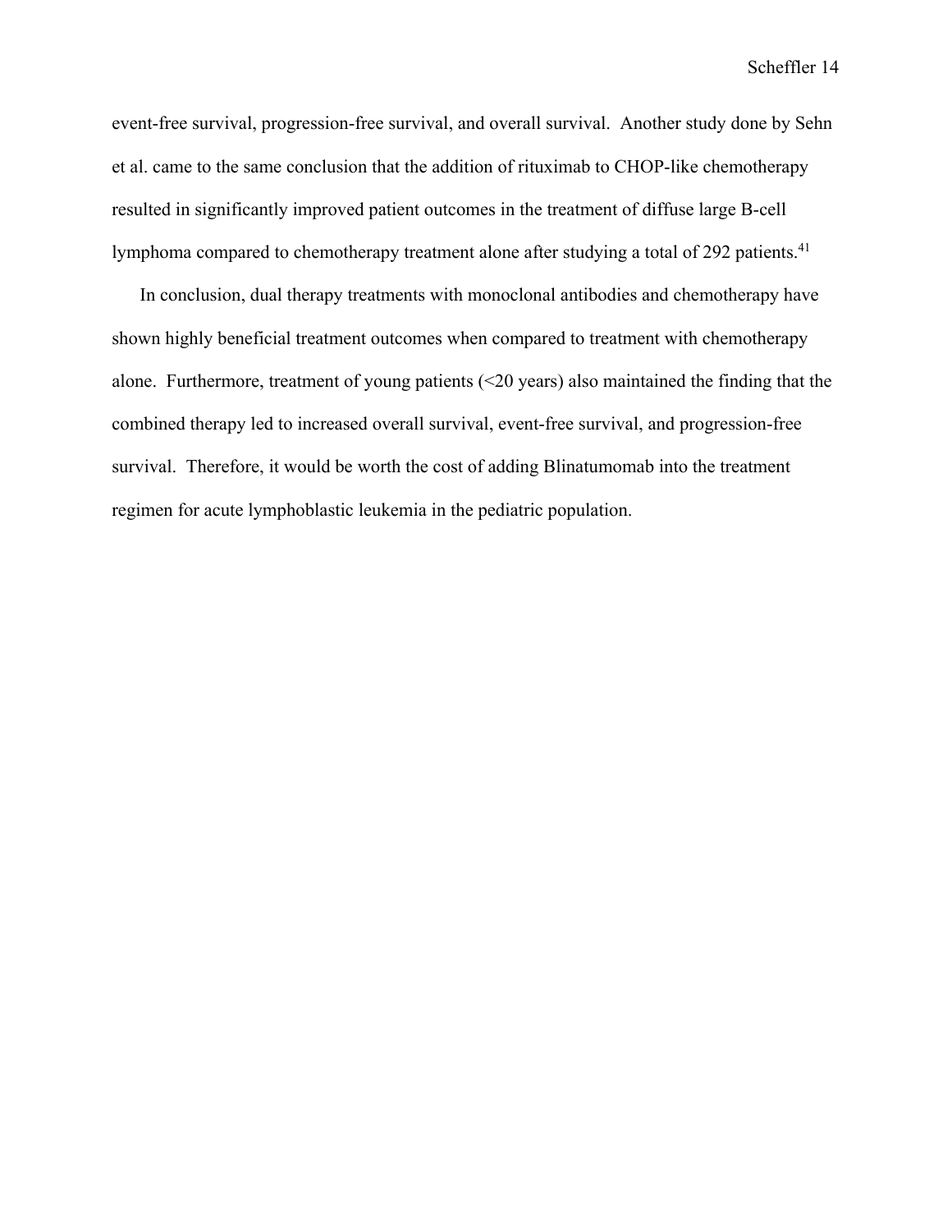event-free survival, progression-free survival, and overall survival. Another study done by Sehn et al. came to the same conclusion that the addition of rituximab to CHOP-like chemotherapy resulted in significantly improved patient outcomes in the treatment of diffuse large B-cell lymphoma compared to chemotherapy treatment alone after studying a total of 292 patients.[41]

In conclusion, dual therapy treatments with monoclonal antibodies and chemotherapy have shown highly beneficial treatment outcomes when compared to treatment with chemotherapy alone. Furthermore, treatment of young patients (<20 years) also maintained the finding that the combined therapy led to increased overall survival, event-free survival, and progression-free survival. Therefore, it would be worth the cost of adding Blinatumomab into the treatment regimen for acute lymphoblastic leukemia in the pediatric population.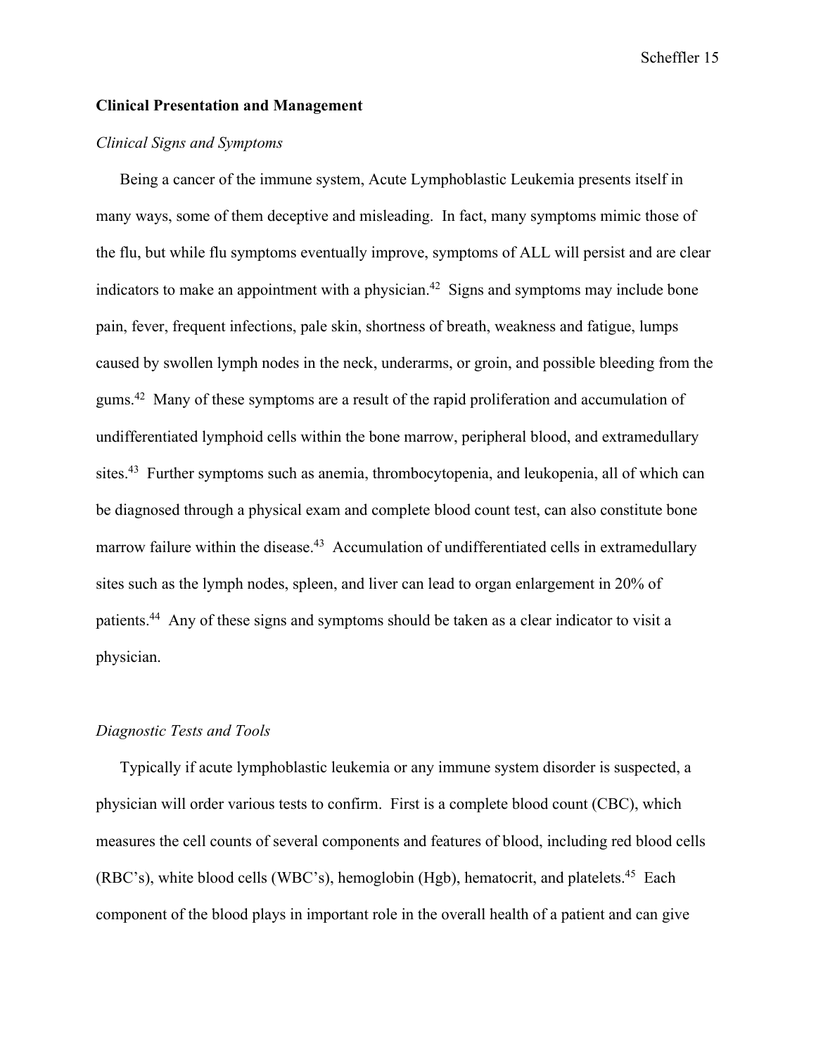## Clinical Presentation and Management

### *Clinical Signs and Symptoms*

Being a cancer of the immune system, Acute Lymphoblastic Leukemia presents itself in many ways, some of them deceptive and misleading. In fact, many symptoms mimic those of the flu, but while flu symptoms eventually improve, symptoms of ALL will persist and are clear indicators to make an appointment with a physician.[42] Signs and symptoms may include bone pain, fever, frequent infections, pale skin, shortness of breath, weakness and fatigue, lumps caused by swollen lymph nodes in the neck, underarms, or groin, and possible bleeding from the gums.[42] Many of these symptoms are a result of the rapid proliferation and accumulation of undifferentiated lymphoid cells within the bone marrow, peripheral blood, and extramedullary sites.[43] Further symptoms such as anemia, thrombocytopenia, and leukopenia, all of which can be diagnosed through a physical exam and complete blood count test, can also constitute bone marrow failure within the disease.[43] Accumulation of undifferentiated cells in extramedullary sites such as the lymph nodes, spleen, and liver can lead to organ enlargement in 20% of patients.[44] Any of these signs and symptoms should be taken as a clear indicator to visit a physician.

### *Diagnostic Tests and Tools*

Typically if acute lymphoblastic leukemia or any immune system disorder is suspected, a physician will order various tests to confirm. First is a complete blood count (CBC), which measures the cell counts of several components and features of blood, including red blood cells (RBC's), white blood cells (WBC's), hemoglobin (Hgb), hematocrit, and platelets.[45] Each component of the blood plays in important role in the overall health of a patient and can give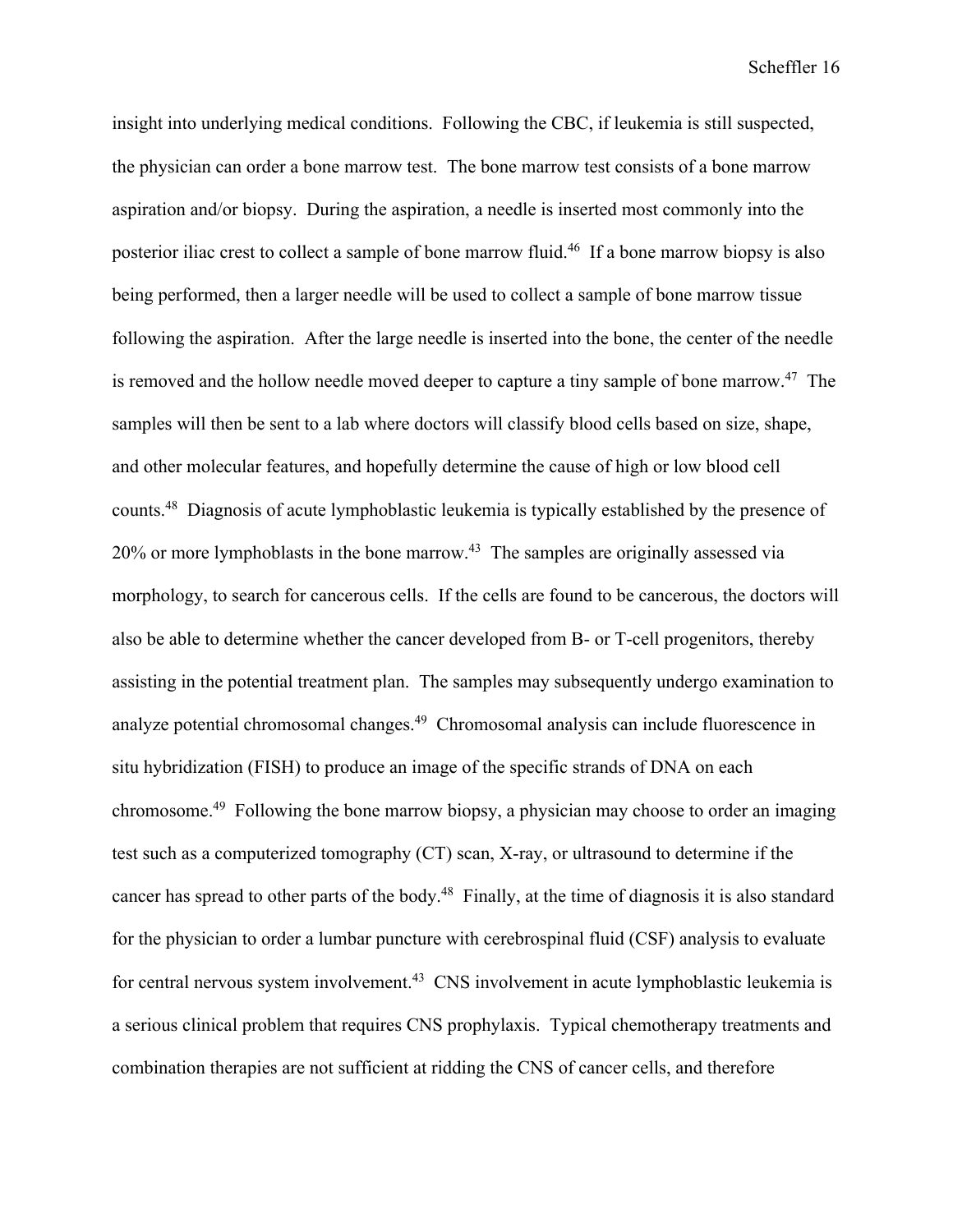insight into underlying medical conditions. Following the CBC, if leukemia is still suspected, the physician can order a bone marrow test. The bone marrow test consists of a bone marrow aspiration and/or biopsy. During the aspiration, a needle is inserted most commonly into the posterior iliac crest to collect a sample of bone marrow fluid.[46] If a bone marrow biopsy is also being performed, then a larger needle will be used to collect a sample of bone marrow tissue following the aspiration. After the large needle is inserted into the bone, the center of the needle is removed and the hollow needle moved deeper to capture a tiny sample of bone marrow.[47] The samples will then be sent to a lab where doctors will classify blood cells based on size, shape, and other molecular features, and hopefully determine the cause of high or low blood cell counts.[48] Diagnosis of acute lymphoblastic leukemia is typically established by the presence of 20% or more lymphoblasts in the bone marrow.[43] The samples are originally assessed via morphology, to search for cancerous cells. If the cells are found to be cancerous, the doctors will also be able to determine whether the cancer developed from B- or T-cell progenitors, thereby assisting in the potential treatment plan. The samples may subsequently undergo examination to analyze potential chromosomal changes.[49] Chromosomal analysis can include fluorescence in situ hybridization (FISH) to produce an image of the specific strands of DNA on each chromosome.[49] Following the bone marrow biopsy, a physician may choose to order an imaging test such as a computerized tomography (CT) scan, X-ray, or ultrasound to determine if the cancer has spread to other parts of the body.[48] Finally, at the time of diagnosis it is also standard for the physician to order a lumbar puncture with cerebrospinal fluid (CSF) analysis to evaluate for central nervous system involvement.[43] CNS involvement in acute lymphoblastic leukemia is a serious clinical problem that requires CNS prophylaxis. Typical chemotherapy treatments and combination therapies are not sufficient at ridding the CNS of cancer cells, and therefore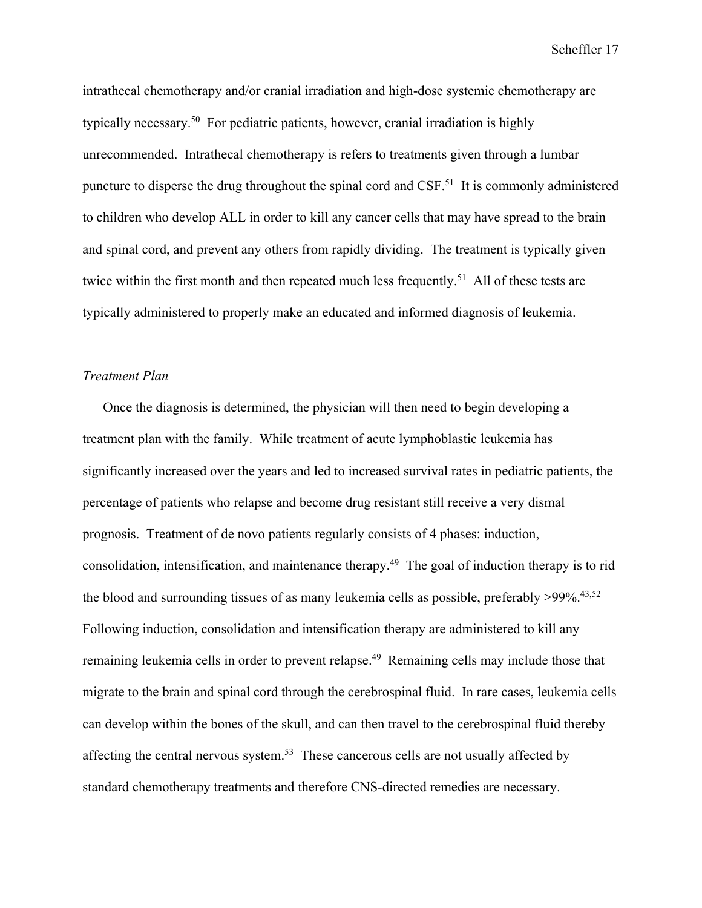intrathecal chemotherapy and/or cranial irradiation and high-dose systemic chemotherapy are typically necessary.[50] For pediatric patients, however, cranial irradiation is highly unrecommended. Intrathecal chemotherapy is refers to treatments given through a lumbar puncture to disperse the drug throughout the spinal cord and CSF.[51] It is commonly administered to children who develop ALL in order to kill any cancer cells that may have spread to the brain and spinal cord, and prevent any others from rapidly dividing. The treatment is typically given twice within the first month and then repeated much less frequently.[51] All of these tests are typically administered to properly make an educated and informed diagnosis of leukemia.

*Treatment Plan*

Once the diagnosis is determined, the physician will then need to begin developing a treatment plan with the family. While treatment of acute lymphoblastic leukemia has significantly increased over the years and led to increased survival rates in pediatric patients, the percentage of patients who relapse and become drug resistant still receive a very dismal prognosis. Treatment of de novo patients regularly consists of 4 phases: induction, consolidation, intensification, and maintenance therapy.[49] The goal of induction therapy is to rid the blood and surrounding tissues of as many leukemia cells as possible, preferably >99%.[43,52] Following induction, consolidation and intensification therapy are administered to kill any remaining leukemia cells in order to prevent relapse.[49] Remaining cells may include those that migrate to the brain and spinal cord through the cerebrospinal fluid. In rare cases, leukemia cells can develop within the bones of the skull, and can then travel to the cerebrospinal fluid thereby affecting the central nervous system.[53] These cancerous cells are not usually affected by standard chemotherapy treatments and therefore CNS-directed remedies are necessary.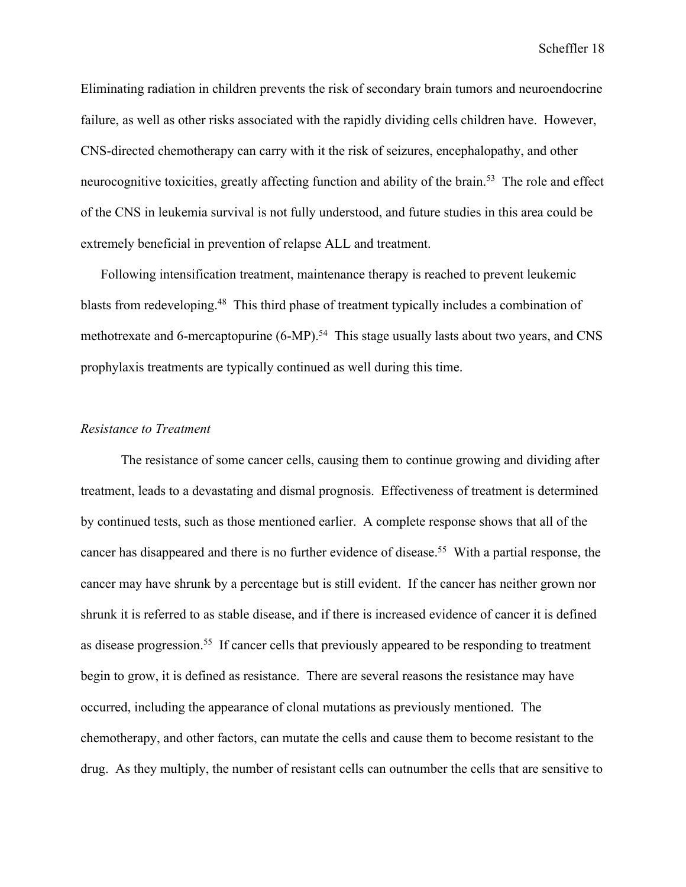Eliminating radiation in children prevents the risk of secondary brain tumors and neuroendocrine failure, as well as other risks associated with the rapidly dividing cells children have. However, CNS-directed chemotherapy can carry with it the risk of seizures, encephalopathy, and other neurocognitive toxicities, greatly affecting function and ability of the brain.[53] The role and effect of the CNS in leukemia survival is not fully understood, and future studies in this area could be extremely beneficial in prevention of relapse ALL and treatment.

Following intensification treatment, maintenance therapy is reached to prevent leukemic blasts from redeveloping.[48] This third phase of treatment typically includes a combination of methotrexate and 6-mercaptopurine (6-MP).[54] This stage usually lasts about two years, and CNS prophylaxis treatments are typically continued as well during this time.

*Resistance to Treatment*

The resistance of some cancer cells, causing them to continue growing and dividing after treatment, leads to a devastating and dismal prognosis. Effectiveness of treatment is determined by continued tests, such as those mentioned earlier. A complete response shows that all of the cancer has disappeared and there is no further evidence of disease.[55] With a partial response, the cancer may have shrunk by a percentage but is still evident. If the cancer has neither grown nor shrunk it is referred to as stable disease, and if there is increased evidence of cancer it is defined as disease progression.[55] If cancer cells that previously appeared to be responding to treatment begin to grow, it is defined as resistance. There are several reasons the resistance may have occurred, including the appearance of clonal mutations as previously mentioned. The chemotherapy, and other factors, can mutate the cells and cause them to become resistant to the drug. As they multiply, the number of resistant cells can outnumber the cells that are sensitive to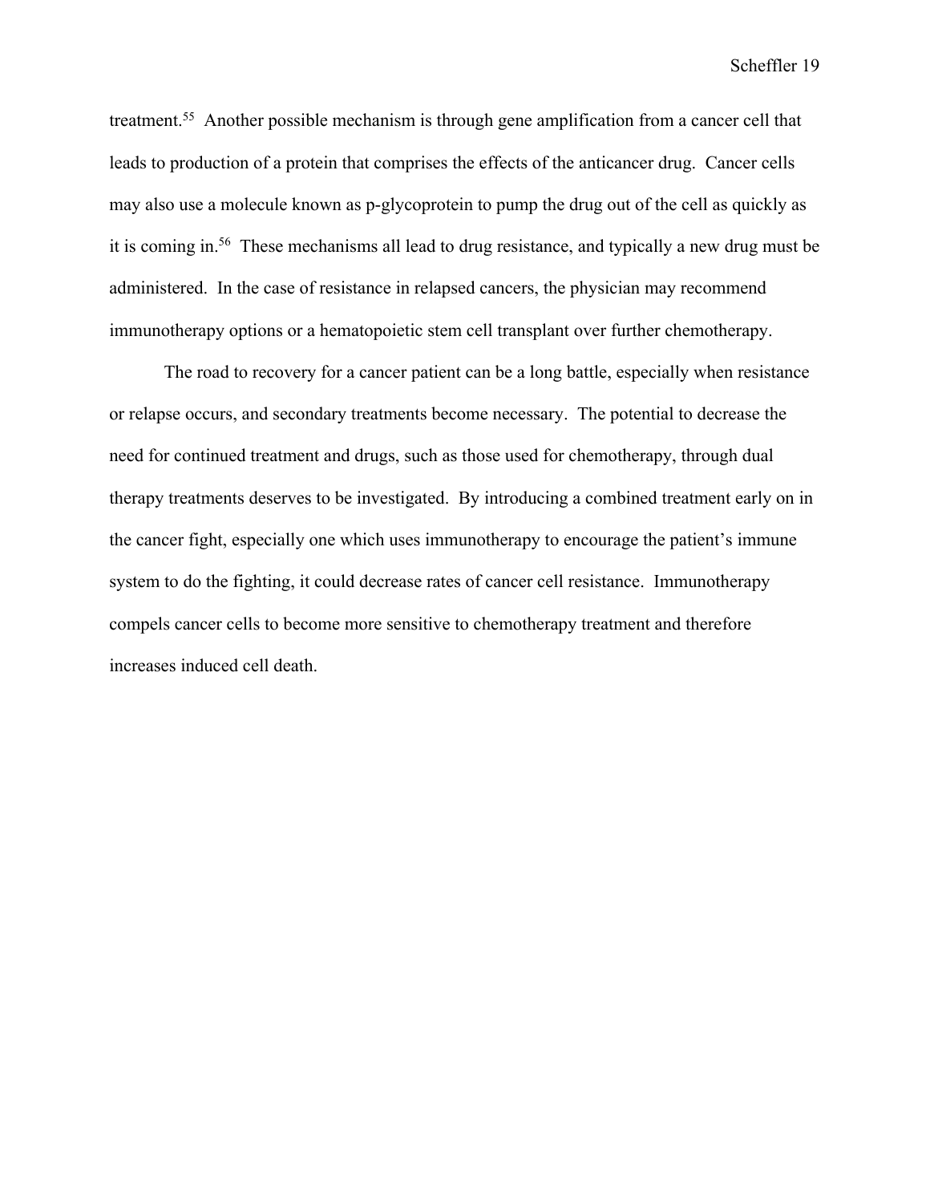treatment.[55] Another possible mechanism is through gene amplification from a cancer cell that leads to production of a protein that comprises the effects of the anticancer drug. Cancer cells may also use a molecule known as p-glycoprotein to pump the drug out of the cell as quickly as it is coming in.[56] These mechanisms all lead to drug resistance, and typically a new drug must be administered. In the case of resistance in relapsed cancers, the physician may recommend immunotherapy options or a hematopoietic stem cell transplant over further chemotherapy.

The road to recovery for a cancer patient can be a long battle, especially when resistance or relapse occurs, and secondary treatments become necessary. The potential to decrease the need for continued treatment and drugs, such as those used for chemotherapy, through dual therapy treatments deserves to be investigated. By introducing a combined treatment early on in the cancer fight, especially one which uses immunotherapy to encourage the patient's immune system to do the fighting, it could decrease rates of cancer cell resistance. Immunotherapy compels cancer cells to become more sensitive to chemotherapy treatment and therefore increases induced cell death.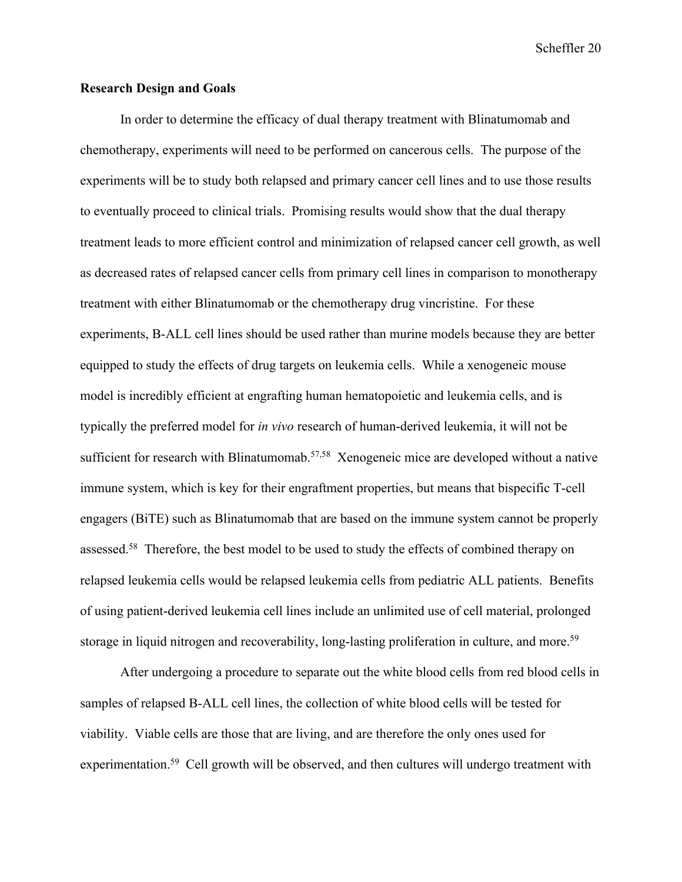**Research Design and Goals**

In order to determine the efficacy of dual therapy treatment with Blinatumomab and chemotherapy, experiments will need to be performed on cancerous cells. The purpose of the experiments will be to study both relapsed and primary cancer cell lines and to use those results to eventually proceed to clinical trials. Promising results would show that the dual therapy treatment leads to more efficient control and minimization of relapsed cancer cell growth, as well as decreased rates of relapsed cancer cells from primary cell lines in comparison to monotherapy treatment with either Blinatumomab or the chemotherapy drug vincristine. For these experiments, B-ALL cell lines should be used rather than murine models because they are better equipped to study the effects of drug targets on leukemia cells. While a xenogeneic mouse model is incredibly efficient at engrafting human hematopoietic and leukemia cells, and is typically the preferred model for *in vivo* research of human-derived leukemia, it will not be sufficient for research with Blinatumomab.[57,58] Xenogeneic mice are developed without a native immune system, which is key for their engraftment properties, but means that bispecific T-cell engagers (BiTE) such as Blinatumomab that are based on the immune system cannot be properly assessed.[58] Therefore, the best model to be used to study the effects of combined therapy on relapsed leukemia cells would be relapsed leukemia cells from pediatric ALL patients. Benefits of using patient-derived leukemia cell lines include an unlimited use of cell material, prolonged storage in liquid nitrogen and recoverability, long-lasting proliferation in culture, and more.[59]

After undergoing a procedure to separate out the white blood cells from red blood cells in samples of relapsed B-ALL cell lines, the collection of white blood cells will be tested for viability. Viable cells are those that are living, and are therefore the only ones used for experimentation.[59] Cell growth will be observed, and then cultures will undergo treatment with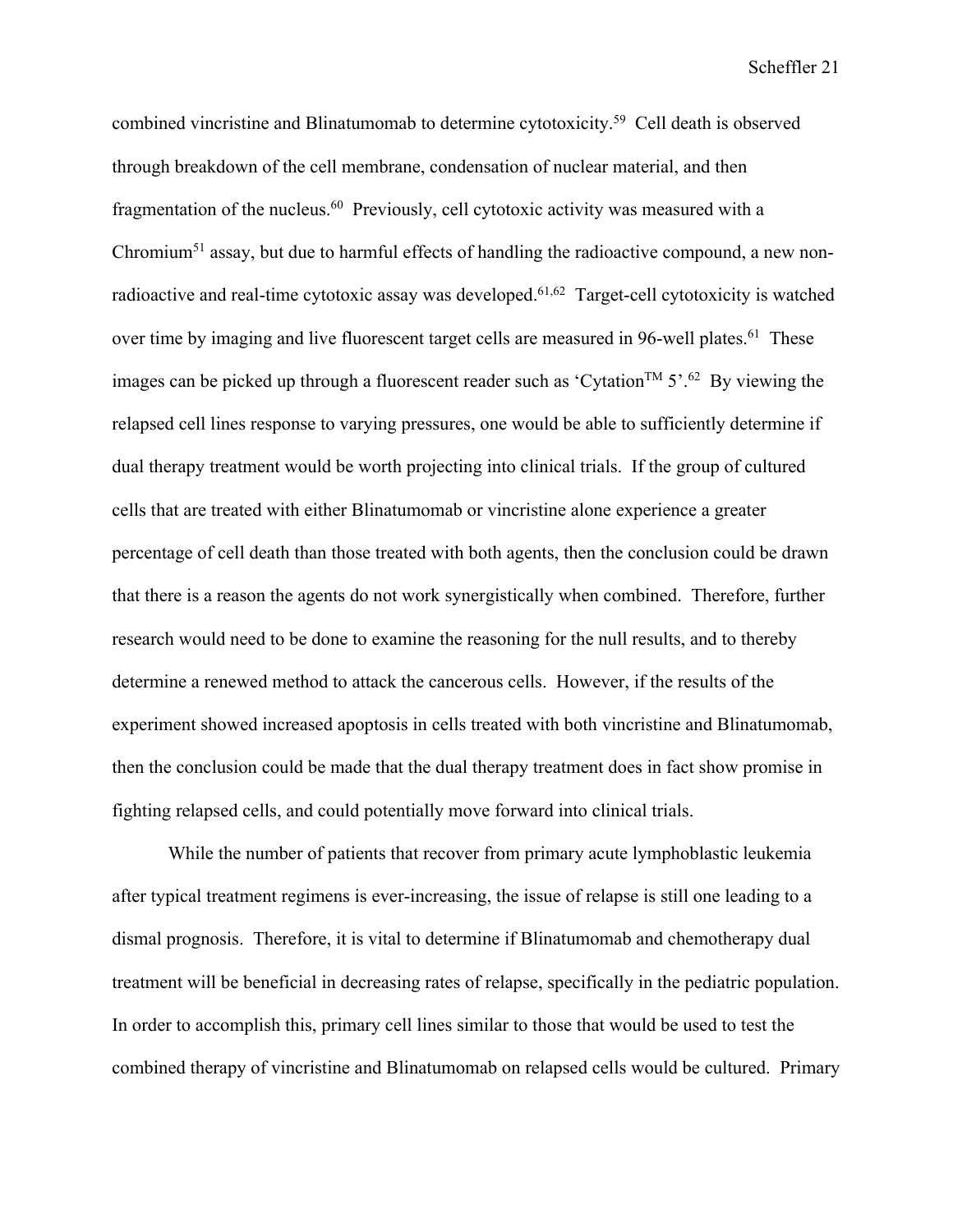combined vincristine and Blinatumomab to determine cytotoxicity.[59] Cell death is observed through breakdown of the cell membrane, condensation of nuclear material, and then fragmentation of the nucleus.[60] Previously, cell cytotoxic activity was measured with a Chromium[51] assay, but due to harmful effects of handling the radioactive compound, a new non-radioactive and real-time cytotoxic assay was developed.[61,62] Target-cell cytotoxicity is watched over time by imaging and live fluorescent target cells are measured in 96-well plates.[61] These images can be picked up through a fluorescent reader such as 'Cytation™ 5'.[62] By viewing the relapsed cell lines response to varying pressures, one would be able to sufficiently determine if dual therapy treatment would be worth projecting into clinical trials. If the group of cultured cells that are treated with either Blinatumomab or vincristine alone experience a greater percentage of cell death than those treated with both agents, then the conclusion could be drawn that there is a reason the agents do not work synergistically when combined. Therefore, further research would need to be done to examine the reasoning for the null results, and to thereby determine a renewed method to attack the cancerous cells. However, if the results of the experiment showed increased apoptosis in cells treated with both vincristine and Blinatumomab, then the conclusion could be made that the dual therapy treatment does in fact show promise in fighting relapsed cells, and could potentially move forward into clinical trials.

While the number of patients that recover from primary acute lymphoblastic leukemia after typical treatment regimens is ever-increasing, the issue of relapse is still one leading to a dismal prognosis. Therefore, it is vital to determine if Blinatumomab and chemotherapy dual treatment will be beneficial in decreasing rates of relapse, specifically in the pediatric population. In order to accomplish this, primary cell lines similar to those that would be used to test the combined therapy of vincristine and Blinatumomab on relapsed cells would be cultured. Primary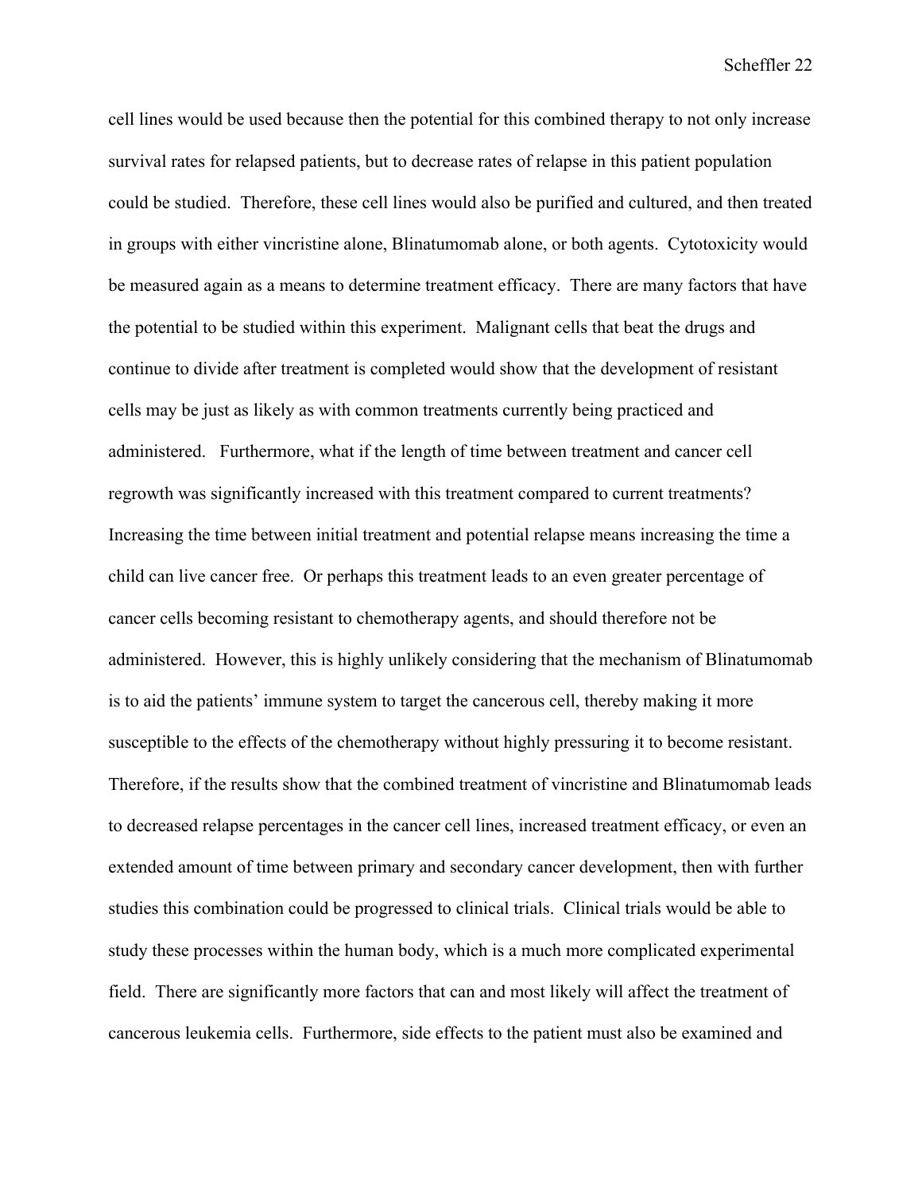cell lines would be used because then the potential for this combined therapy to not only increase survival rates for relapsed patients, but to decrease rates of relapse in this patient population could be studied. Therefore, these cell lines would also be purified and cultured, and then treated in groups with either vincristine alone, Blinatumomab alone, or both agents. Cytotoxicity would be measured again as a means to determine treatment efficacy. There are many factors that have the potential to be studied within this experiment. Malignant cells that beat the drugs and continue to divide after treatment is completed would show that the development of resistant cells may be just as likely as with common treatments currently being practiced and administered. Furthermore, what if the length of time between treatment and cancer cell regrowth was significantly increased with this treatment compared to current treatments? Increasing the time between initial treatment and potential relapse means increasing the time a child can live cancer free. Or perhaps this treatment leads to an even greater percentage of cancer cells becoming resistant to chemotherapy agents, and should therefore not be administered. However, this is highly unlikely considering that the mechanism of Blinatumomab is to aid the patients' immune system to target the cancerous cell, thereby making it more susceptible to the effects of the chemotherapy without highly pressuring it to become resistant. Therefore, if the results show that the combined treatment of vincristine and Blinatumomab leads to decreased relapse percentages in the cancer cell lines, increased treatment efficacy, or even an extended amount of time between primary and secondary cancer development, then with further studies this combination could be progressed to clinical trials. Clinical trials would be able to study these processes within the human body, which is a much more complicated experimental field. There are significantly more factors that can and most likely will affect the treatment of cancerous leukemia cells. Furthermore, side effects to the patient must also be examined and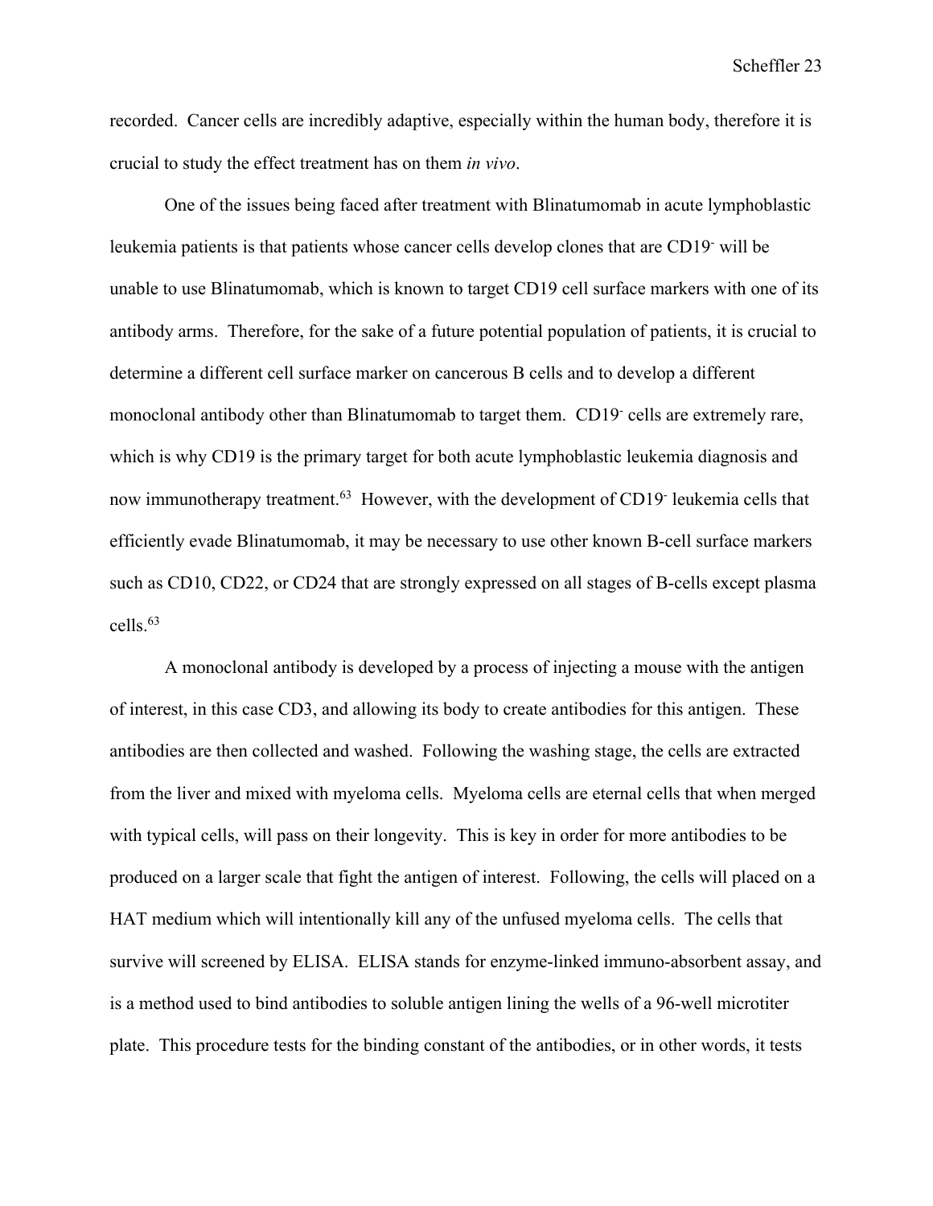recorded. Cancer cells are incredibly adaptive, especially within the human body, therefore it is crucial to study the effect treatment has on them *in vivo*.

One of the issues being faced after treatment with Blinatumomab in acute lymphoblastic leukemia patients is that patients whose cancer cells develop clones that are $CD19^-$ will be unable to use Blinatumomab, which is known to target CD19 cell surface markers with one of its antibody arms. Therefore, for the sake of a future potential population of patients, it is crucial to determine a different cell surface marker on cancerous B cells and to develop a different monoclonal antibody other than Blinatumomab to target them. $CD19^-$ cells are extremely rare, which is why CD19 is the primary target for both acute lymphoblastic leukemia diagnosis and now immunotherapy treatment.[63] However, with the development of $CD19^-$ leukemia cells that efficiently evade Blinatumomab, it may be necessary to use other known B-cell surface markers such as CD10, CD22, or CD24 that are strongly expressed on all stages of B-cells except plasma cells.[63]

A monoclonal antibody is developed by a process of injecting a mouse with the antigen of interest, in this case CD3, and allowing its body to create antibodies for this antigen. These antibodies are then collected and washed. Following the washing stage, the cells are extracted from the liver and mixed with myeloma cells. Myeloma cells are eternal cells that when merged with typical cells, will pass on their longevity. This is key in order for more antibodies to be produced on a larger scale that fight the antigen of interest. Following, the cells will placed on a HAT medium which will intentionally kill any of the unfused myeloma cells. The cells that survive will screened by ELISA. ELISA stands for enzyme-linked immuno-absorbent assay, and is a method used to bind antibodies to soluble antigen lining the wells of a 96-well microtiter plate. This procedure tests for the binding constant of the antibodies, or in other words, it tests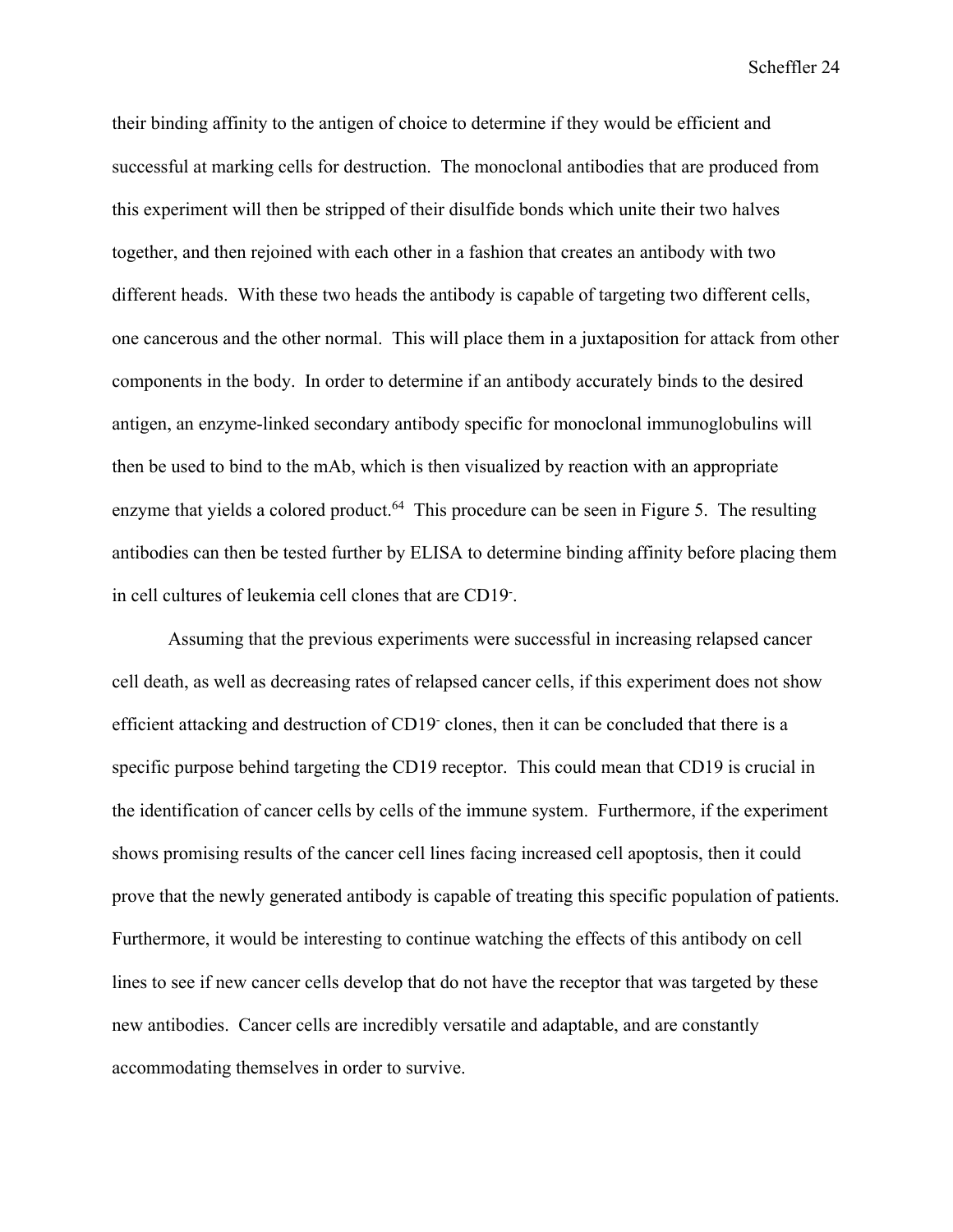their binding affinity to the antigen of choice to determine if they would be efficient and successful at marking cells for destruction. The monoclonal antibodies that are produced from this experiment will then be stripped of their disulfide bonds which unite their two halves together, and then rejoined with each other in a fashion that creates an antibody with two different heads. With these two heads the antibody is capable of targeting two different cells, one cancerous and the other normal. This will place them in a juxtaposition for attack from other components in the body. In order to determine if an antibody accurately binds to the desired antigen, an enzyme-linked secondary antibody specific for monoclonal immunoglobulins will then be used to bind to the mAb, which is then visualized by reaction with an appropriate enzyme that yields a colored product.[64] This procedure can be seen in Figure 5. The resulting antibodies can then be tested further by ELISA to determine binding affinity before placing them in cell cultures of leukemia cell clones that are $CD19^-$.

Assuming that the previous experiments were successful in increasing relapsed cancer cell death, as well as decreasing rates of relapsed cancer cells, if this experiment does not show efficient attacking and destruction of $CD19^-$ clones, then it can be concluded that there is a specific purpose behind targeting the CD19 receptor. This could mean that CD19 is crucial in the identification of cancer cells by cells of the immune system. Furthermore, if the experiment shows promising results of the cancer cell lines facing increased cell apoptosis, then it could prove that the newly generated antibody is capable of treating this specific population of patients. Furthermore, it would be interesting to continue watching the effects of this antibody on cell lines to see if new cancer cells develop that do not have the receptor that was targeted by these new antibodies. Cancer cells are incredibly versatile and adaptable, and are constantly accommodating themselves in order to survive.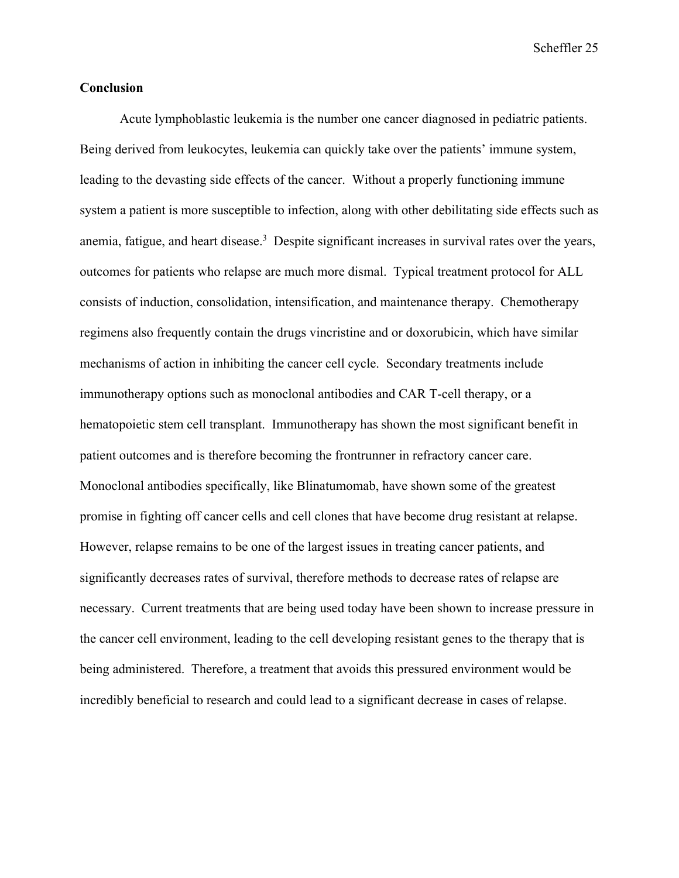**Conclusion**

Acute lymphoblastic leukemia is the number one cancer diagnosed in pediatric patients. Being derived from leukocytes, leukemia can quickly take over the patients' immune system, leading to the devasting side effects of the cancer. Without a properly functioning immune system a patient is more susceptible to infection, along with other debilitating side effects such as anemia, fatigue, and heart disease.[3] Despite significant increases in survival rates over the years, outcomes for patients who relapse are much more dismal. Typical treatment protocol for ALL consists of induction, consolidation, intensification, and maintenance therapy. Chemotherapy regimens also frequently contain the drugs vincristine and or doxorubicin, which have similar mechanisms of action in inhibiting the cancer cell cycle. Secondary treatments include immunotherapy options such as monoclonal antibodies and CAR T-cell therapy, or a hematopoietic stem cell transplant. Immunotherapy has shown the most significant benefit in patient outcomes and is therefore becoming the frontrunner in refractory cancer care. Monoclonal antibodies specifically, like Blinatumomab, have shown some of the greatest promise in fighting off cancer cells and cell clones that have become drug resistant at relapse. However, relapse remains to be one of the largest issues in treating cancer patients, and significantly decreases rates of survival, therefore methods to decrease rates of relapse are necessary. Current treatments that are being used today have been shown to increase pressure in the cancer cell environment, leading to the cell developing resistant genes to the therapy that is being administered. Therefore, a treatment that avoids this pressured environment would be incredibly beneficial to research and could lead to a significant decrease in cases of relapse.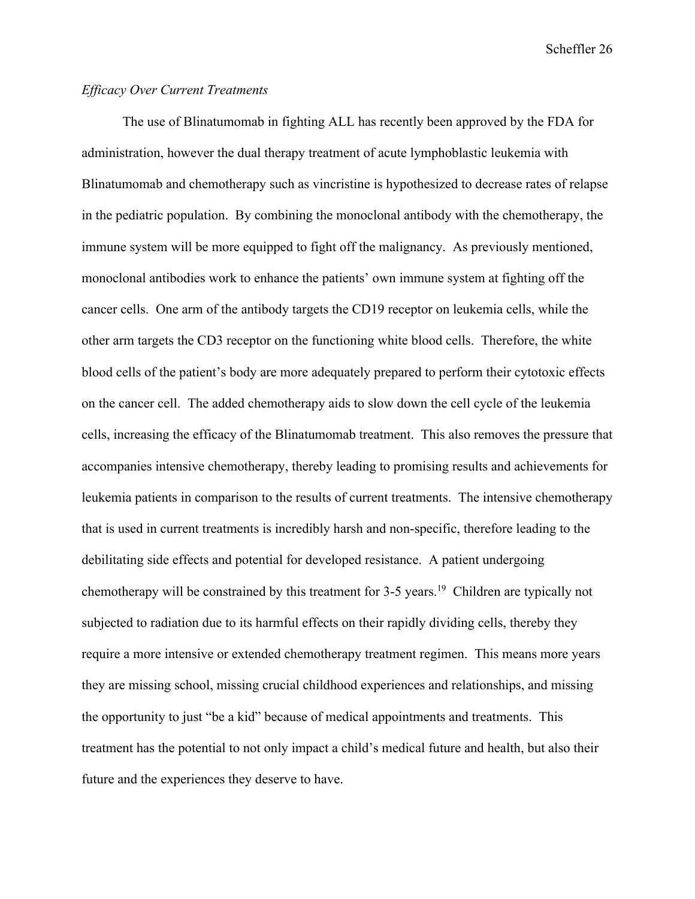*Efficacy Over Current Treatments*

The use of Blinatumomab in fighting ALL has recently been approved by the FDA for administration, however the dual therapy treatment of acute lymphoblastic leukemia with Blinatumomab and chemotherapy such as vincristine is hypothesized to decrease rates of relapse in the pediatric population. By combining the monoclonal antibody with the chemotherapy, the immune system will be more equipped to fight off the malignancy. As previously mentioned, monoclonal antibodies work to enhance the patients' own immune system at fighting off the cancer cells. One arm of the antibody targets the CD19 receptor on leukemia cells, while the other arm targets the CD3 receptor on the functioning white blood cells. Therefore, the white blood cells of the patient's body are more adequately prepared to perform their cytotoxic effects on the cancer cell. The added chemotherapy aids to slow down the cell cycle of the leukemia cells, increasing the efficacy of the Blinatumomab treatment. This also removes the pressure that accompanies intensive chemotherapy, thereby leading to promising results and achievements for leukemia patients in comparison to the results of current treatments. The intensive chemotherapy that is used in current treatments is incredibly harsh and non-specific, therefore leading to the debilitating side effects and potential for developed resistance. A patient undergoing chemotherapy will be constrained by this treatment for 3-5 years.[19] Children are typically not subjected to radiation due to its harmful effects on their rapidly dividing cells, thereby they require a more intensive or extended chemotherapy treatment regimen. This means more years they are missing school, missing crucial childhood experiences and relationships, and missing the opportunity to just "be a kid" because of medical appointments and treatments. This treatment has the potential to not only impact a child's medical future and health, but also their future and the experiences they deserve to have.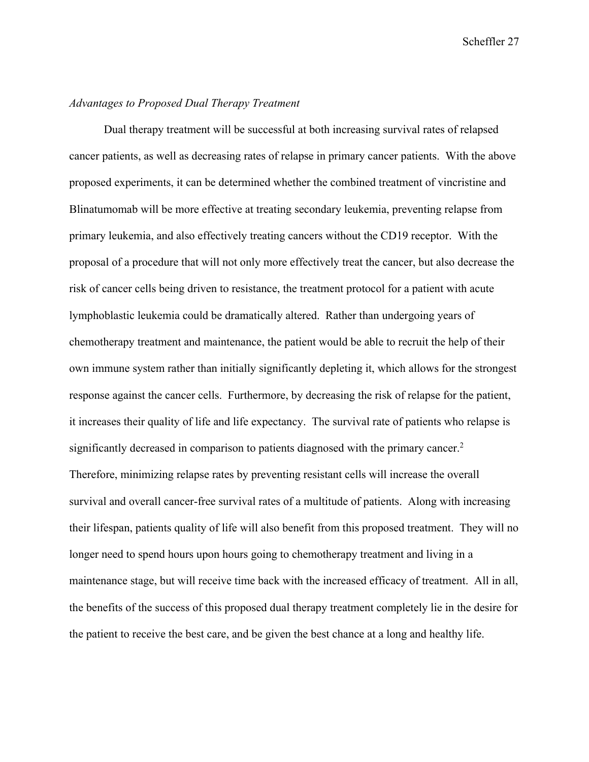*Advantages to Proposed Dual Therapy Treatment*

Dual therapy treatment will be successful at both increasing survival rates of relapsed cancer patients, as well as decreasing rates of relapse in primary cancer patients. With the above proposed experiments, it can be determined whether the combined treatment of vincristine and Blinatumomab will be more effective at treating secondary leukemia, preventing relapse from primary leukemia, and also effectively treating cancers without the CD19 receptor. With the proposal of a procedure that will not only more effectively treat the cancer, but also decrease the risk of cancer cells being driven to resistance, the treatment protocol for a patient with acute lymphoblastic leukemia could be dramatically altered. Rather than undergoing years of chemotherapy treatment and maintenance, the patient would be able to recruit the help of their own immune system rather than initially significantly depleting it, which allows for the strongest response against the cancer cells. Furthermore, by decreasing the risk of relapse for the patient, it increases their quality of life and life expectancy. The survival rate of patients who relapse is significantly decreased in comparison to patients diagnosed with the primary cancer.[2] Therefore, minimizing relapse rates by preventing resistant cells will increase the overall survival and overall cancer-free survival rates of a multitude of patients. Along with increasing their lifespan, patients quality of life will also benefit from this proposed treatment. They will no longer need to spend hours upon hours going to chemotherapy treatment and living in a maintenance stage, but will receive time back with the increased efficacy of treatment. All in all, the benefits of the success of this proposed dual therapy treatment completely lie in the desire for the patient to receive the best care, and be given the best chance at a long and healthy life.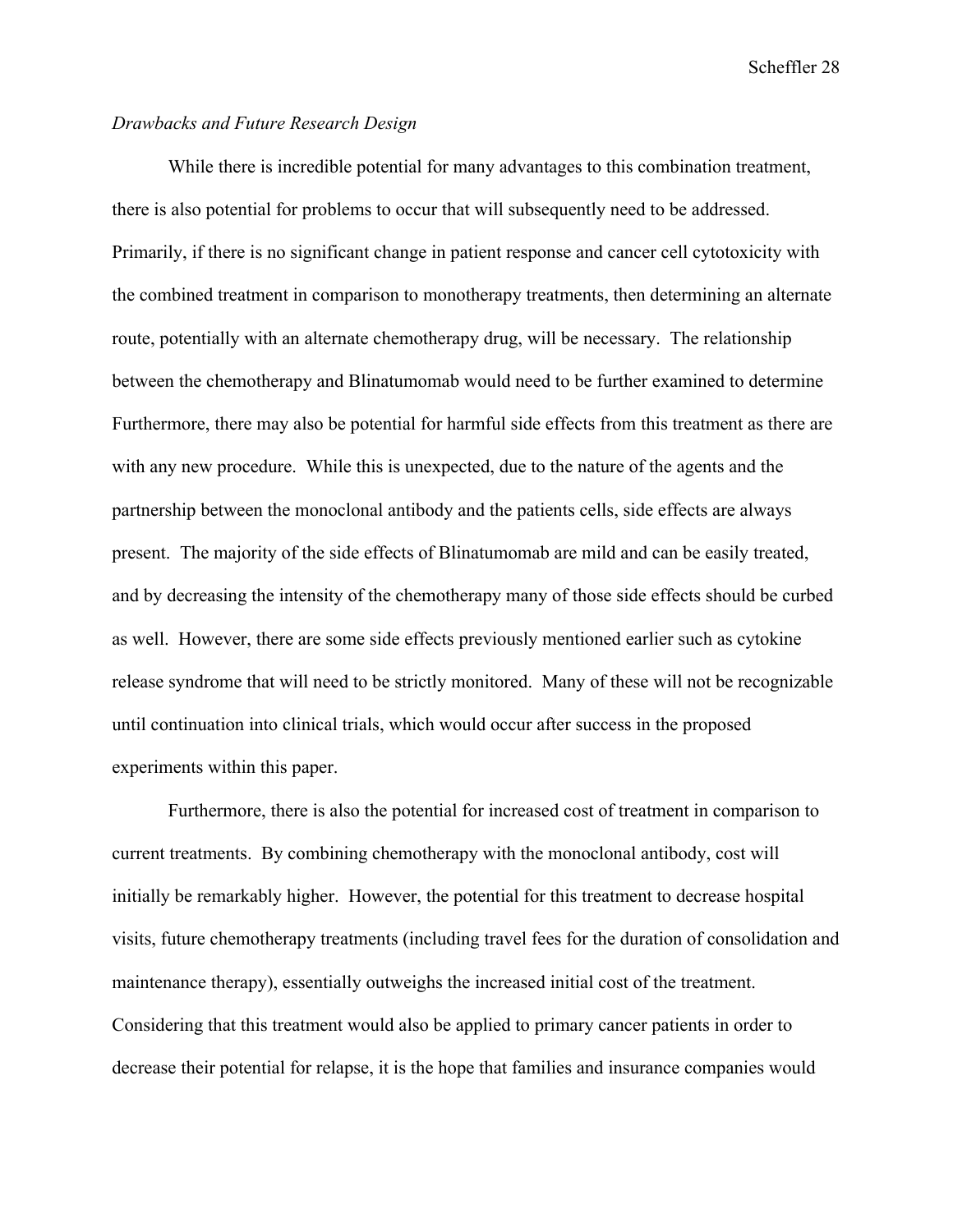*Drawbacks and Future Research Design*

While there is incredible potential for many advantages to this combination treatment, there is also potential for problems to occur that will subsequently need to be addressed. Primarily, if there is no significant change in patient response and cancer cell cytotoxicity with the combined treatment in comparison to monotherapy treatments, then determining an alternate route, potentially with an alternate chemotherapy drug, will be necessary. The relationship between the chemotherapy and Blinatumomab would need to be further examined to determine Furthermore, there may also be potential for harmful side effects from this treatment as there are with any new procedure. While this is unexpected, due to the nature of the agents and the partnership between the monoclonal antibody and the patients cells, side effects are always present. The majority of the side effects of Blinatumomab are mild and can be easily treated, and by decreasing the intensity of the chemotherapy many of those side effects should be curbed as well. However, there are some side effects previously mentioned earlier such as cytokine release syndrome that will need to be strictly monitored. Many of these will not be recognizable until continuation into clinical trials, which would occur after success in the proposed experiments within this paper.

Furthermore, there is also the potential for increased cost of treatment in comparison to current treatments. By combining chemotherapy with the monoclonal antibody, cost will initially be remarkably higher. However, the potential for this treatment to decrease hospital visits, future chemotherapy treatments (including travel fees for the duration of consolidation and maintenance therapy), essentially outweighs the increased initial cost of the treatment. Considering that this treatment would also be applied to primary cancer patients in order to decrease their potential for relapse, it is the hope that families and insurance companies would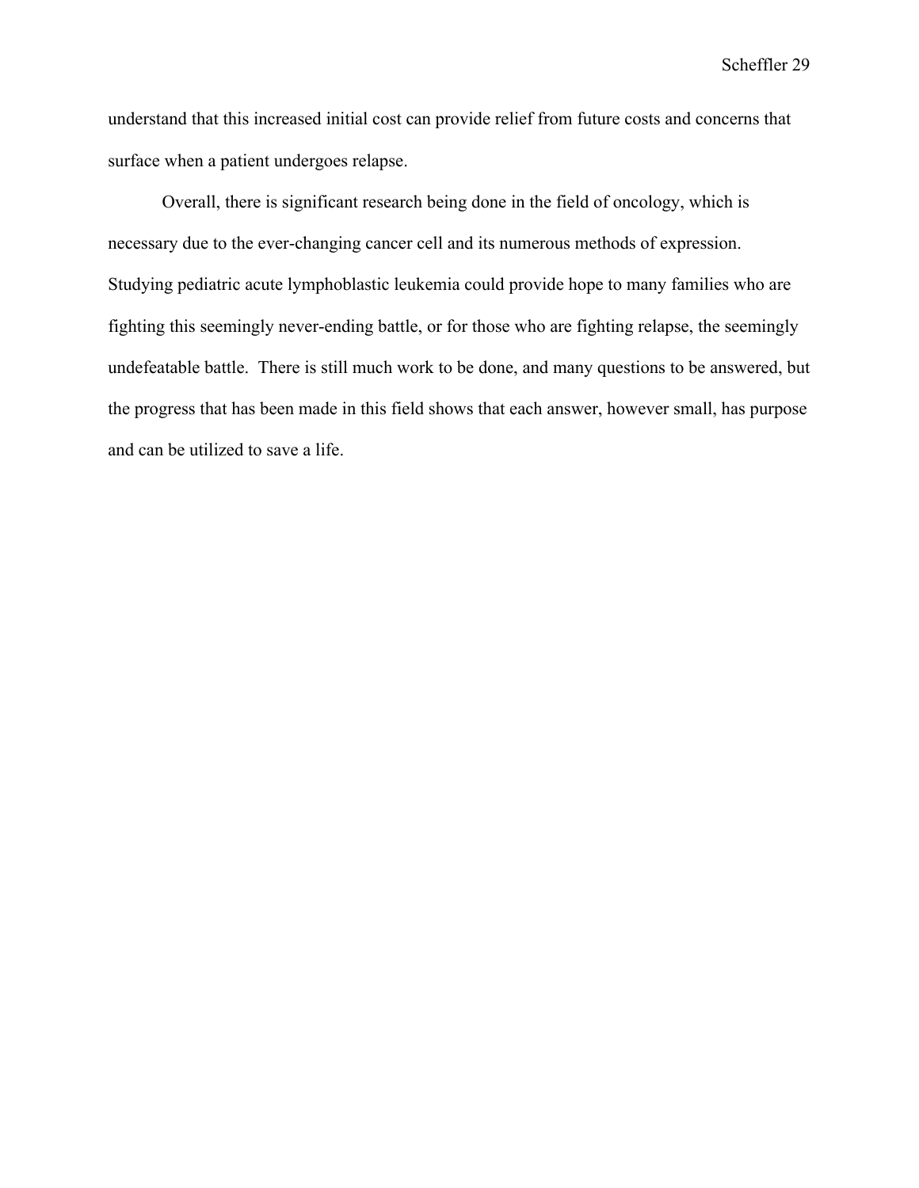understand that this increased initial cost can provide relief from future costs and concerns that surface when a patient undergoes relapse.

Overall, there is significant research being done in the field of oncology, which is necessary due to the ever-changing cancer cell and its numerous methods of expression. Studying pediatric acute lymphoblastic leukemia could provide hope to many families who are fighting this seemingly never-ending battle, or for those who are fighting relapse, the seemingly undefeatable battle. There is still much work to be done, and many questions to be answered, but the progress that has been made in this field shows that each answer, however small, has purpose and can be utilized to save a life.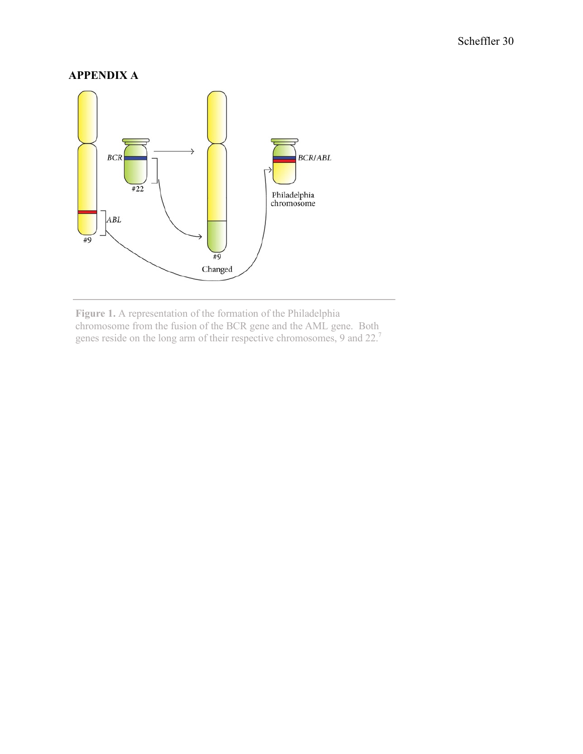## APPENDIX A

**Figure 1.** A representation of the formation of the Philadelphia chromosome from the fusion of the BCR gene and the AML gene. Both genes reside on the long arm of their respective chromosomes, 9 and 22.[7]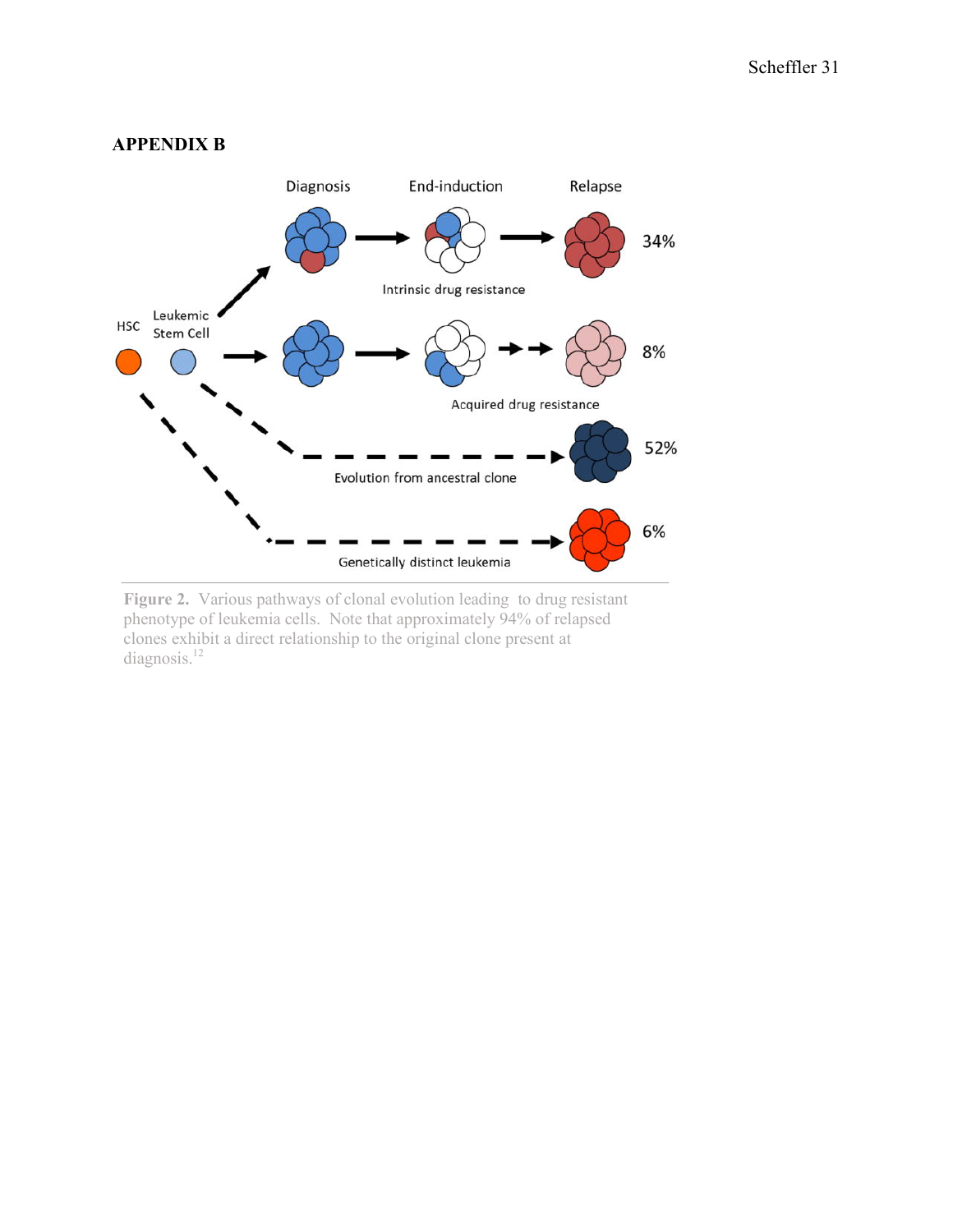## APPENDIX B

Diagnosis

End-induction

Relapse

34%

Intrinsic drug resistance

HSC

Leukemic Stem Cell

8%

Acquired drug resistance

52%

Evolution from ancestral clone

6%

Genetically distinct leukemia

**Figure 2.** Various pathways of clonal evolution leading to drug resistant phenotype of leukemia cells. Note that approximately 94% of relapsed clones exhibit a direct relationship to the original clone present at diagnosis.[12]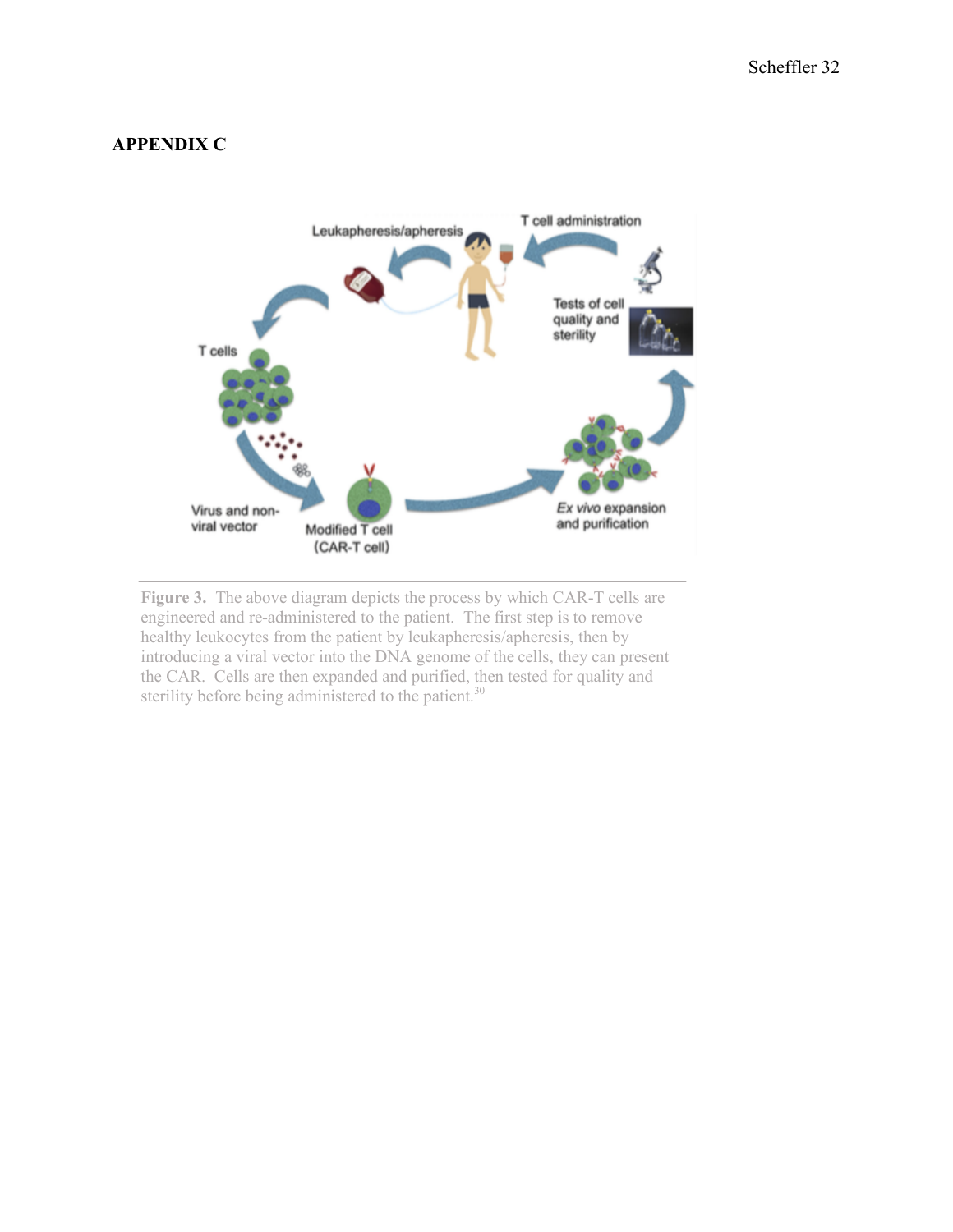## APPENDIX C

**Figure 3.** The above diagram depicts the process by which CAR-T cells are engineered and re-administered to the patient. The first step is to remove healthy leukocytes from the patient by leukapheresis/apheresis, then by introducing a viral vector into the DNA genome of the cells, they can present the CAR. Cells are then expanded and purified, then tested for quality and sterility before being administered to the patient.[30]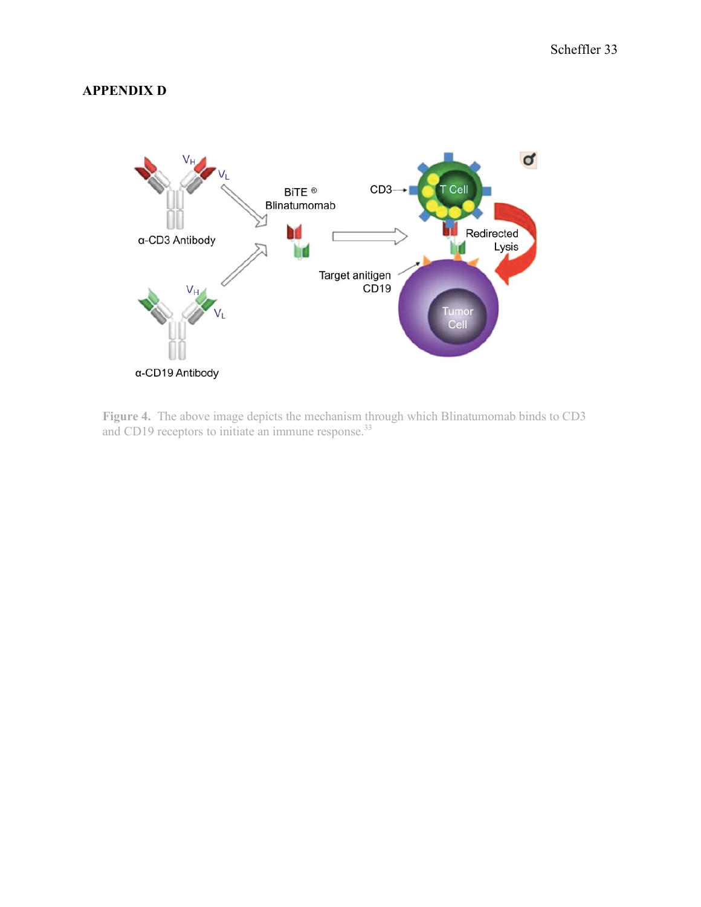## APPENDIX D

**Figure 4.** The above image depicts the mechanism through which Blinatumomab binds to CD3 and CD19 receptors to initiate an immune response.[33]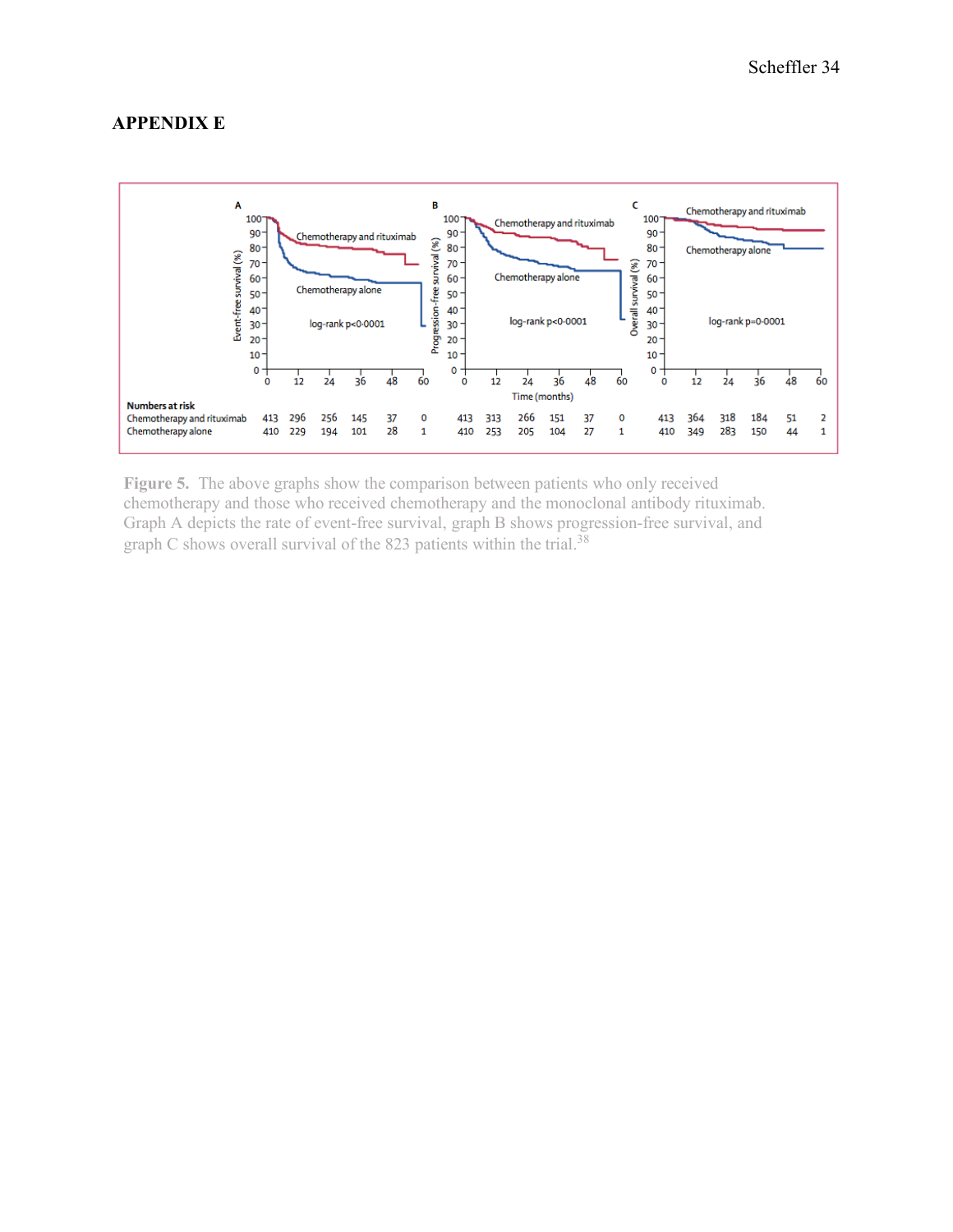## APPENDIX E

**Figure 5.** The above graphs show the comparison between patients who only received chemotherapy and those who received chemotherapy and the monoclonal antibody rituximab. Graph A depicts the rate of event-free survival, graph B shows progression-free survival, and graph C shows overall survival of the 823 patients within the trial.[38]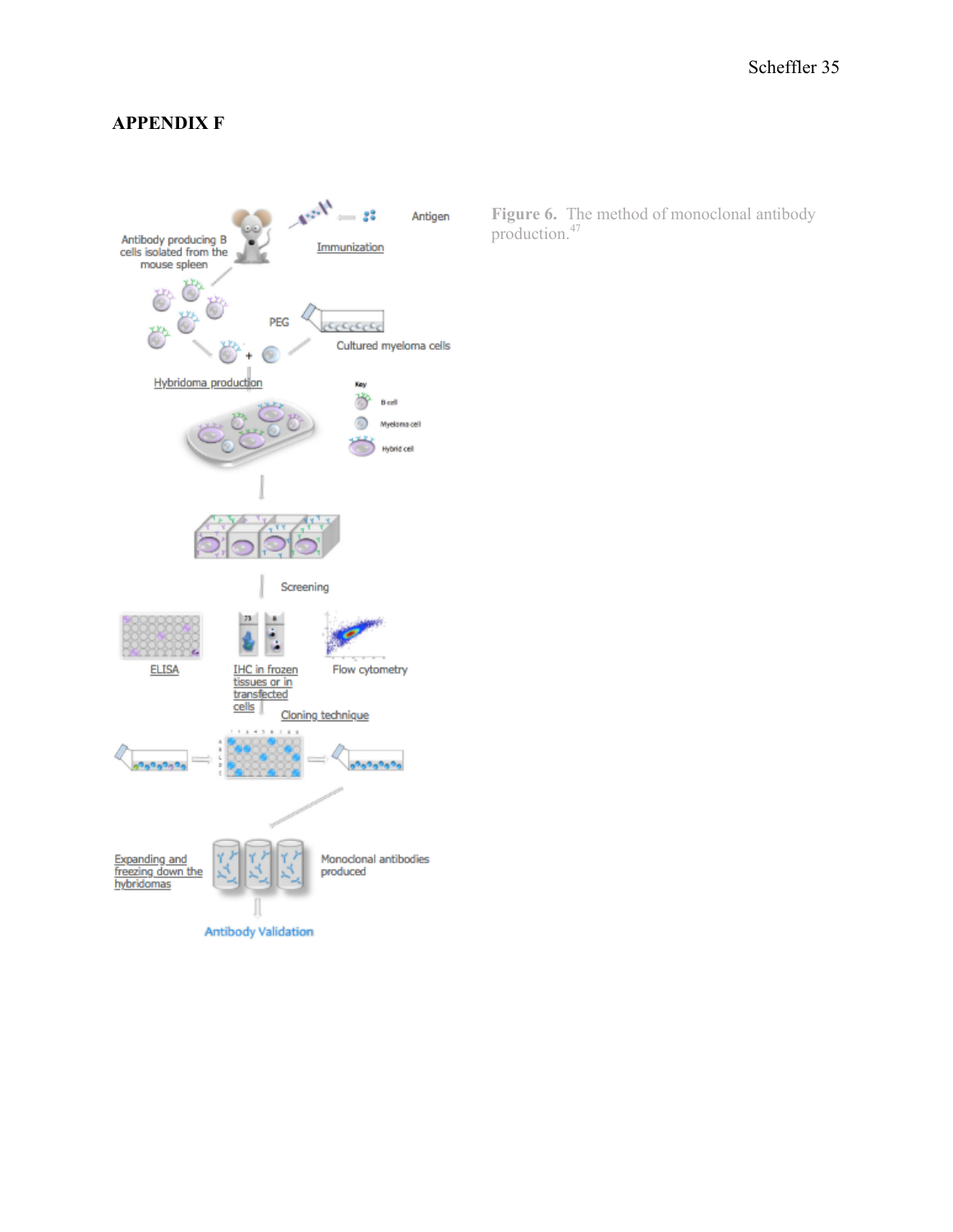**APPENDIX F**

Antibody producing B cells isolated from the mouse spleen

Immunization

Antigen

PEG

Cultured myeloma cells

Hybridoma production

Key

B cell

Myeloma cell

Hybrid cell

Screening

ELISA

IHC in frozen tissues or in transfected cells

Flow cytometry

Cloning technique

Expanding and freezing down the hybridomas

Monoclonal antibodies produced

Antibody Validation

**Figure 6.** The method of monoclonal antibody production.[47]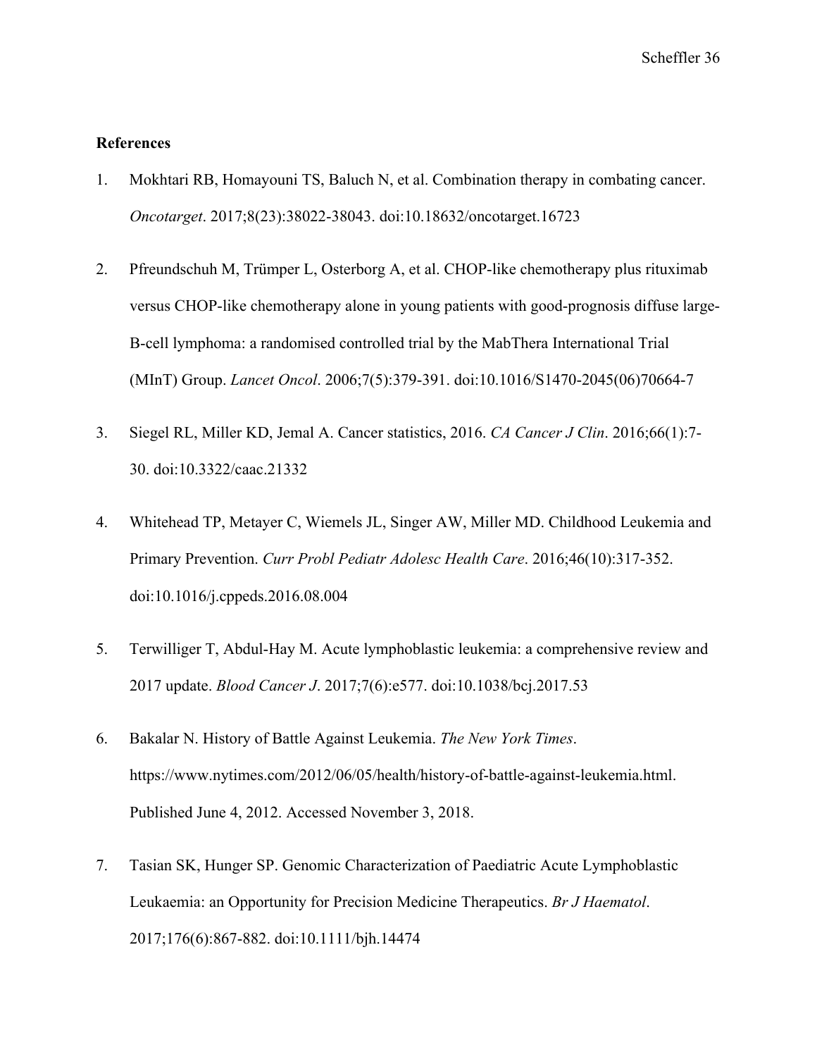**References**

1. Mokhtari RB, Homayouni TS, Baluch N, et al. Combination therapy in combating cancer. *Oncotarget*. 2017;8(23):38022-38043. doi:10.18632/oncotarget.16723

2. Pfreundschuh M, Trümper L, Osterborg A, et al. CHOP-like chemotherapy plus rituximab versus CHOP-like chemotherapy alone in young patients with good-prognosis diffuse large-B-cell lymphoma: a randomised controlled trial by the MabThera International Trial (MInT) Group. *Lancet Oncol*. 2006;7(5):379-391. doi:10.1016/S1470-2045(06)70664-7

3. Siegel RL, Miller KD, Jemal A. Cancer statistics, 2016. *CA Cancer J Clin*. 2016;66(1):7-30. doi:10.3322/caac.21332

4. Whitehead TP, Metayer C, Wiemels JL, Singer AW, Miller MD. Childhood Leukemia and Primary Prevention. *Curr Probl Pediatr Adolesc Health Care*. 2016;46(10):317-352. doi:10.1016/j.cppeds.2016.08.004

5. Terwilliger T, Abdul-Hay M. Acute lymphoblastic leukemia: a comprehensive review and 2017 update. *Blood Cancer J*. 2017;7(6):e577. doi:10.1038/bcj.2017.53

6. Bakalar N. History of Battle Against Leukemia. *The New York Times*. https://www.nytimes.com/2012/06/05/health/history-of-battle-against-leukemia.html. Published June 4, 2012. Accessed November 3, 2018.

7. Tasian SK, Hunger SP. Genomic Characterization of Paediatric Acute Lymphoblastic Leukaemia: an Opportunity for Precision Medicine Therapeutics. *Br J Haematol*. 2017;176(6):867-882. doi:10.1111/bjh.14474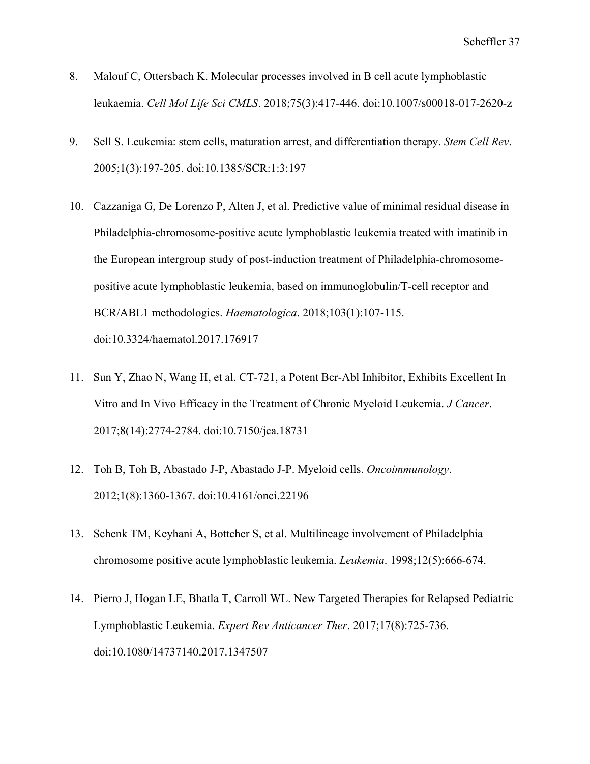8. Malouf C, Ottersbach K. Molecular processes involved in B cell acute lymphoblastic leukaemia. *Cell Mol Life Sci CMLS*. 2018;75(3):417-446. doi:10.1007/s00018-017-2620-z

9. Sell S. Leukemia: stem cells, maturation arrest, and differentiation therapy. *Stem Cell Rev*. 2005;1(3):197-205. doi:10.1385/SCR:1:3:197

10. Cazzaniga G, De Lorenzo P, Alten J, et al. Predictive value of minimal residual disease in Philadelphia-chromosome-positive acute lymphoblastic leukemia treated with imatinib in the European intergroup study of post-induction treatment of Philadelphia-chromosome-positive acute lymphoblastic leukemia, based on immunoglobulin/T-cell receptor and BCR/ABL1 methodologies. *Haematologica*. 2018;103(1):107-115. doi:10.3324/haematol.2017.176917

11. Sun Y, Zhao N, Wang H, et al. CT-721, a Potent Bcr-Abl Inhibitor, Exhibits Excellent In Vitro and In Vivo Efficacy in the Treatment of Chronic Myeloid Leukemia. *J Cancer*. 2017;8(14):2774-2784. doi:10.7150/jca.18731

12. Toh B, Toh B, Abastado J-P, Abastado J-P. Myeloid cells. *Oncoimmunology*. 2012;1(8):1360-1367. doi:10.4161/onci.22196

13. Schenk TM, Keyhani A, Bottcher S, et al. Multilineage involvement of Philadelphia chromosome positive acute lymphoblastic leukemia. *Leukemia*. 1998;12(5):666-674.

14. Pierro J, Hogan LE, Bhatla T, Carroll WL. New Targeted Therapies for Relapsed Pediatric Lymphoblastic Leukemia. *Expert Rev Anticancer Ther*. 2017;17(8):725-736. doi:10.1080/14737140.2017.1347507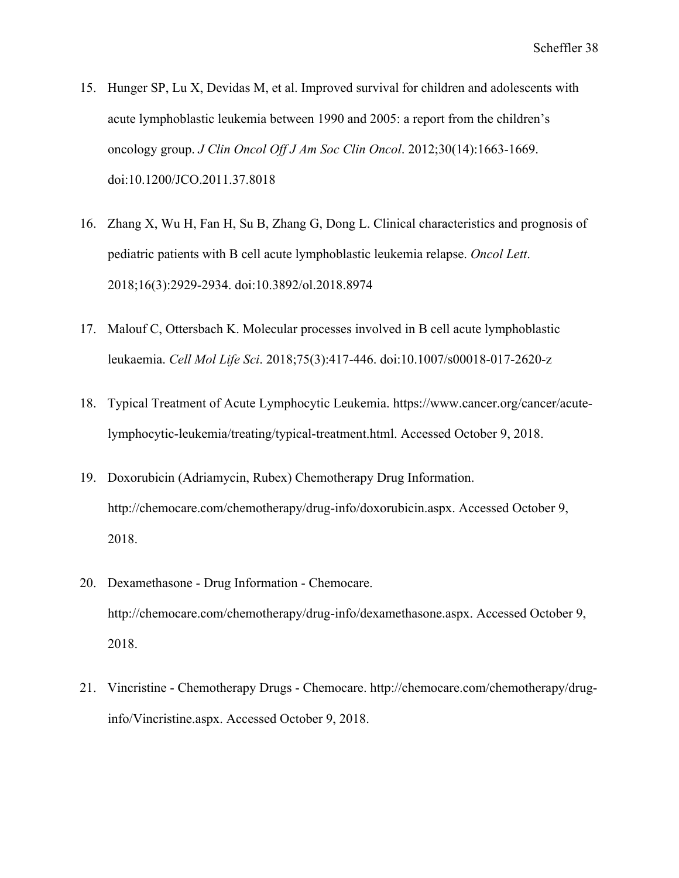15. Hunger SP, Lu X, Devidas M, et al. Improved survival for children and adolescents with acute lymphoblastic leukemia between 1990 and 2005: a report from the children's oncology group. *J Clin Oncol Off J Am Soc Clin Oncol*. 2012;30(14):1663-1669. doi:10.1200/JCO.2011.37.8018

16. Zhang X, Wu H, Fan H, Su B, Zhang G, Dong L. Clinical characteristics and prognosis of pediatric patients with B cell acute lymphoblastic leukemia relapse. *Oncol Lett*. 2018;16(3):2929-2934. doi:10.3892/ol.2018.8974

17. Malouf C, Ottersbach K. Molecular processes involved in B cell acute lymphoblastic leukaemia. *Cell Mol Life Sci*. 2018;75(3):417-446. doi:10.1007/s00018-017-2620-z

18. Typical Treatment of Acute Lymphocytic Leukemia. https://www.cancer.org/cancer/acute-lymphocytic-leukemia/treating/typical-treatment.html. Accessed October 9, 2018.

19. Doxorubicin (Adriamycin, Rubex) Chemotherapy Drug Information. http://chemocare.com/chemotherapy/drug-info/doxorubicin.aspx. Accessed October 9, 2018.

20. Dexamethasone - Drug Information - Chemocare. http://chemocare.com/chemotherapy/drug-info/dexamethasone.aspx. Accessed October 9, 2018.

21. Vincristine - Chemotherapy Drugs - Chemocare. http://chemocare.com/chemotherapy/drug-info/Vincristine.aspx. Accessed October 9, 2018.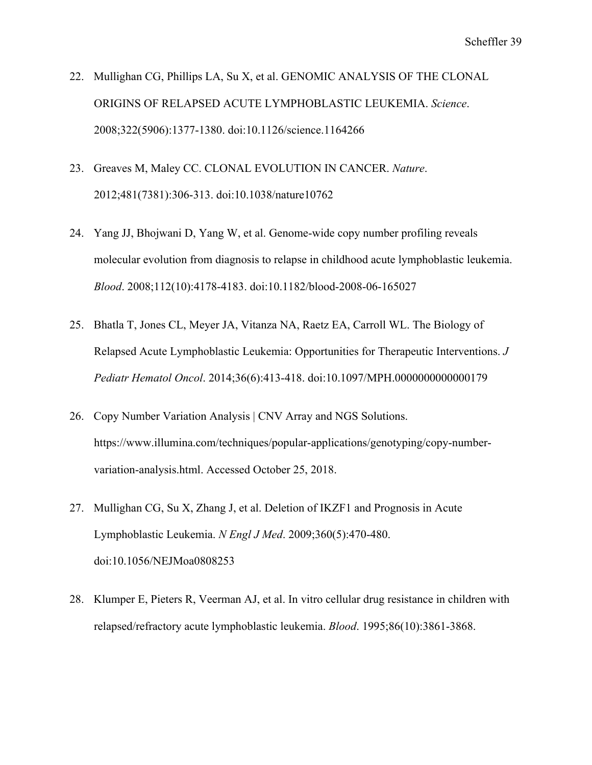22. Mullighan CG, Phillips LA, Su X, et al. GENOMIC ANALYSIS OF THE CLONAL ORIGINS OF RELAPSED ACUTE LYMPHOBLASTIC LEUKEMIA. *Science*. 2008;322(5906):1377-1380. doi:10.1126/science.1164266

23. Greaves M, Maley CC. CLONAL EVOLUTION IN CANCER. *Nature*. 2012;481(7381):306-313. doi:10.1038/nature10762

24. Yang JJ, Bhojwani D, Yang W, et al. Genome-wide copy number profiling reveals molecular evolution from diagnosis to relapse in childhood acute lymphoblastic leukemia. *Blood*. 2008;112(10):4178-4183. doi:10.1182/blood-2008-06-165027

25. Bhatla T, Jones CL, Meyer JA, Vitanza NA, Raetz EA, Carroll WL. The Biology of Relapsed Acute Lymphoblastic Leukemia: Opportunities for Therapeutic Interventions. *J Pediatr Hematol Oncol*. 2014;36(6):413-418. doi:10.1097/MPH.0000000000000179

26. Copy Number Variation Analysis | CNV Array and NGS Solutions. https://www.illumina.com/techniques/popular-applications/genotyping/copy-number-variation-analysis.html. Accessed October 25, 2018.

27. Mullighan CG, Su X, Zhang J, et al. Deletion of IKZF1 and Prognosis in Acute Lymphoblastic Leukemia. *N Engl J Med*. 2009;360(5):470-480. doi:10.1056/NEJMoa0808253

28. Klumper E, Pieters R, Veerman AJ, et al. In vitro cellular drug resistance in children with relapsed/refractory acute lymphoblastic leukemia. *Blood*. 1995;86(10):3861-3868.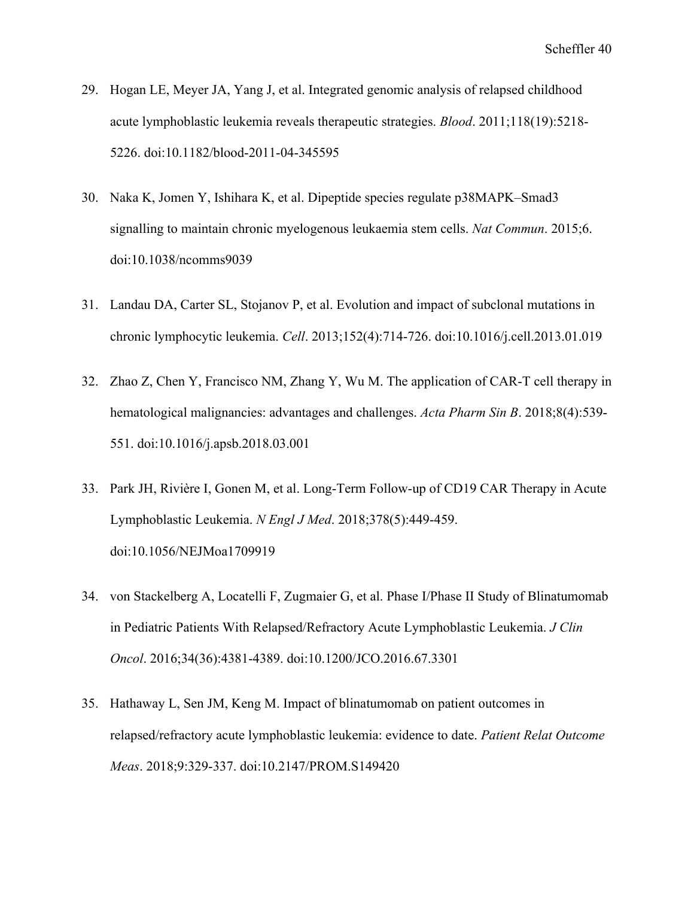29. Hogan LE, Meyer JA, Yang J, et al. Integrated genomic analysis of relapsed childhood acute lymphoblastic leukemia reveals therapeutic strategies. *Blood*. 2011;118(19):5218-5226. doi:10.1182/blood-2011-04-345595

30. Naka K, Jomen Y, Ishihara K, et al. Dipeptide species regulate p38MAPK–Smad3 signalling to maintain chronic myelogenous leukaemia stem cells. *Nat Commun*. 2015;6. doi:10.1038/ncomms9039

31. Landau DA, Carter SL, Stojanov P, et al. Evolution and impact of subclonal mutations in chronic lymphocytic leukemia. *Cell*. 2013;152(4):714-726. doi:10.1016/j.cell.2013.01.019

32. Zhao Z, Chen Y, Francisco NM, Zhang Y, Wu M. The application of CAR-T cell therapy in hematological malignancies: advantages and challenges. *Acta Pharm Sin B*. 2018;8(4):539-551. doi:10.1016/j.apsb.2018.03.001

33. Park JH, Rivière I, Gonen M, et al. Long-Term Follow-up of CD19 CAR Therapy in Acute Lymphoblastic Leukemia. *N Engl J Med*. 2018;378(5):449-459. doi:10.1056/NEJMoa1709919

34. von Stackelberg A, Locatelli F, Zugmaier G, et al. Phase I/Phase II Study of Blinatumomab in Pediatric Patients With Relapsed/Refractory Acute Lymphoblastic Leukemia. *J Clin Oncol*. 2016;34(36):4381-4389. doi:10.1200/JCO.2016.67.3301

35. Hathaway L, Sen JM, Keng M. Impact of blinatumomab on patient outcomes in relapsed/refractory acute lymphoblastic leukemia: evidence to date. *Patient Relat Outcome Meas*. 2018;9:329-337. doi:10.2147/PROM.S149420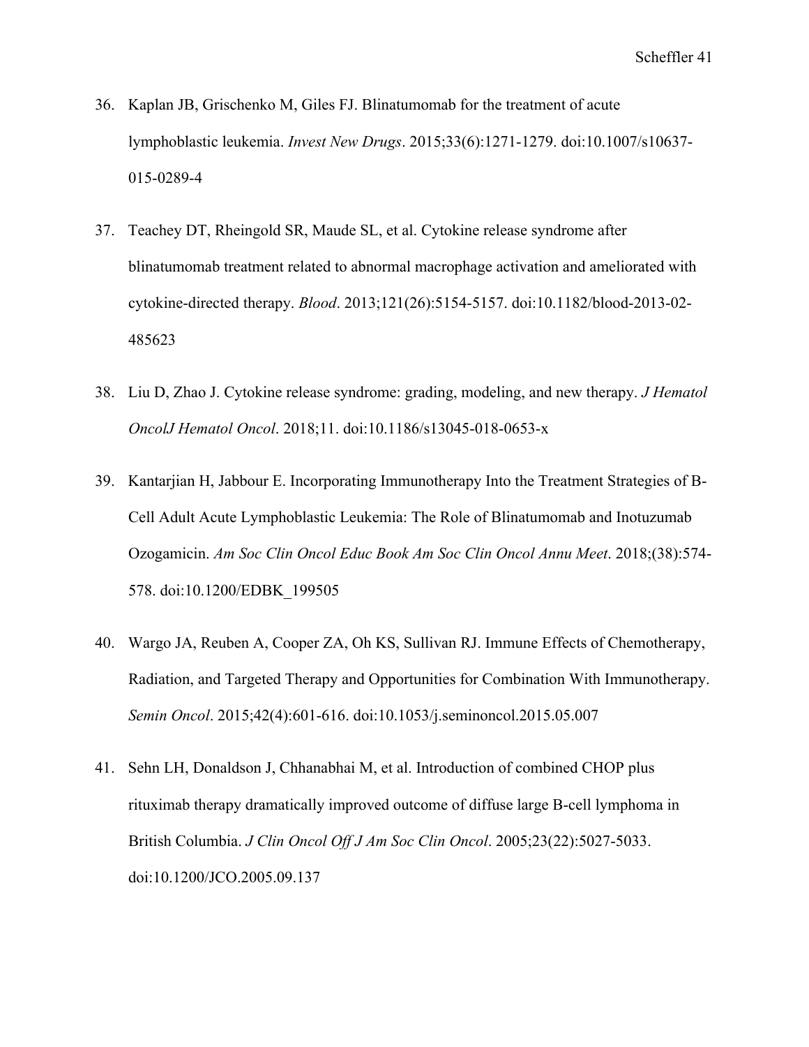36. Kaplan JB, Grischenko M, Giles FJ. Blinatumomab for the treatment of acute lymphoblastic leukemia. *Invest New Drugs*. 2015;33(6):1271-1279. doi:10.1007/s10637-015-0289-4

37. Teachey DT, Rheingold SR, Maude SL, et al. Cytokine release syndrome after blinatumomab treatment related to abnormal macrophage activation and ameliorated with cytokine-directed therapy. *Blood*. 2013;121(26):5154-5157. doi:10.1182/blood-2013-02-485623

38. Liu D, Zhao J. Cytokine release syndrome: grading, modeling, and new therapy. *J Hematol OncolJ Hematol Oncol*. 2018;11. doi:10.1186/s13045-018-0653-x

39. Kantarjian H, Jabbour E. Incorporating Immunotherapy Into the Treatment Strategies of B-Cell Adult Acute Lymphoblastic Leukemia: The Role of Blinatumomab and Inotuzumab Ozogamicin. *Am Soc Clin Oncol Educ Book Am Soc Clin Oncol Annu Meet*. 2018;(38):574-578. doi:10.1200/EDBK_199505

40. Wargo JA, Reuben A, Cooper ZA, Oh KS, Sullivan RJ. Immune Effects of Chemotherapy, Radiation, and Targeted Therapy and Opportunities for Combination With Immunotherapy. *Semin Oncol*. 2015;42(4):601-616. doi:10.1053/j.seminoncol.2015.05.007

41. Sehn LH, Donaldson J, Chhanabhai M, et al. Introduction of combined CHOP plus rituximab therapy dramatically improved outcome of diffuse large B-cell lymphoma in British Columbia. *J Clin Oncol Off J Am Soc Clin Oncol*. 2005;23(22):5027-5033. doi:10.1200/JCO.2005.09.137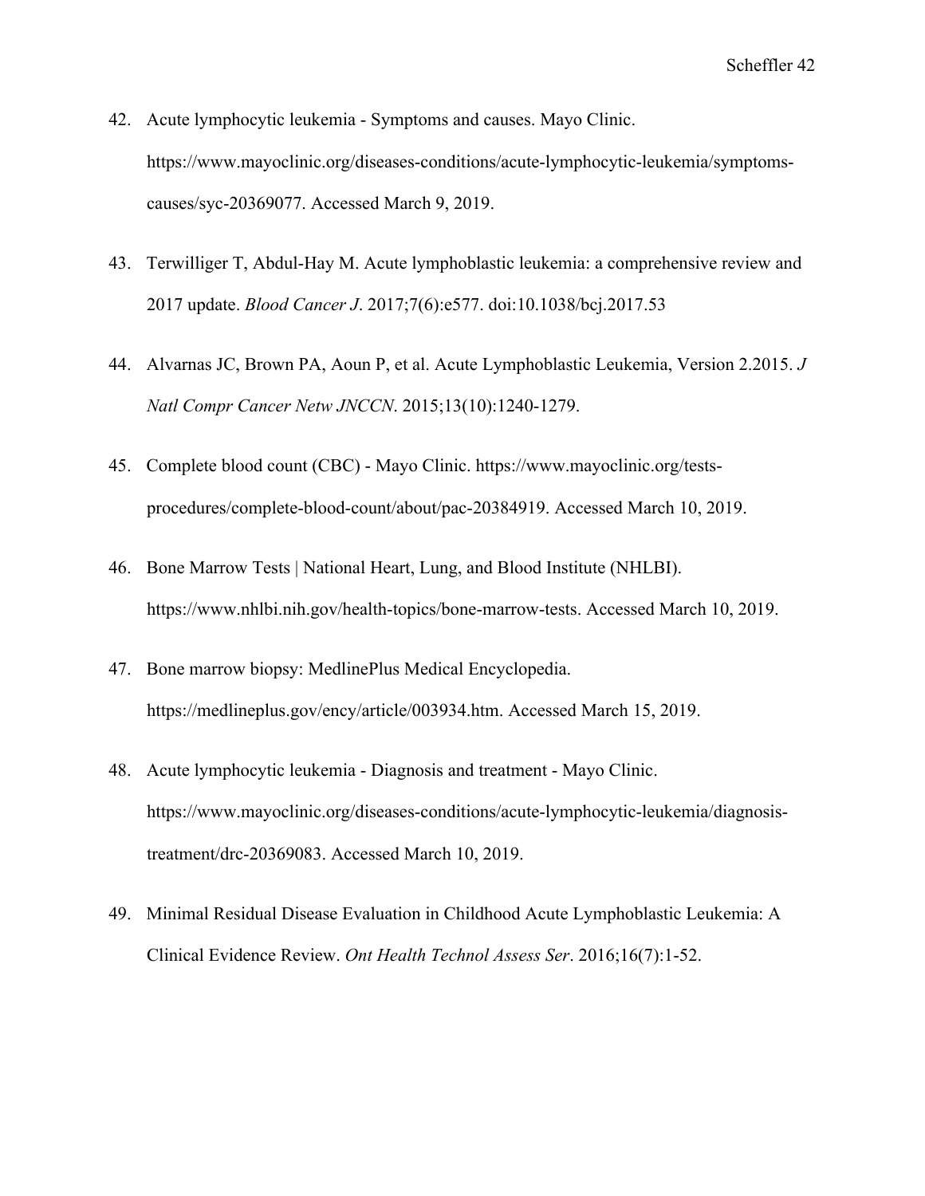42. Acute lymphocytic leukemia - Symptoms and causes. Mayo Clinic. https://www.mayoclinic.org/diseases-conditions/acute-lymphocytic-leukemia/symptoms-causes/syc-20369077. Accessed March 9, 2019.

43. Terwilliger T, Abdul-Hay M. Acute lymphoblastic leukemia: a comprehensive review and 2017 update. *Blood Cancer J*. 2017;7(6):e577. doi:10.1038/bcj.2017.53

44. Alvarnas JC, Brown PA, Aoun P, et al. Acute Lymphoblastic Leukemia, Version 2.2015. *J Natl Compr Cancer Netw JNCCN*. 2015;13(10):1240-1279.

45. Complete blood count (CBC) - Mayo Clinic. https://www.mayoclinic.org/tests-procedures/complete-blood-count/about/pac-20384919. Accessed March 10, 2019.

46. Bone Marrow Tests | National Heart, Lung, and Blood Institute (NHLBI). https://www.nhlbi.nih.gov/health-topics/bone-marrow-tests. Accessed March 10, 2019.

47. Bone marrow biopsy: MedlinePlus Medical Encyclopedia. https://medlineplus.gov/ency/article/003934.htm. Accessed March 15, 2019.

48. Acute lymphocytic leukemia - Diagnosis and treatment - Mayo Clinic. https://www.mayoclinic.org/diseases-conditions/acute-lymphocytic-leukemia/diagnosis-treatment/drc-20369083. Accessed March 10, 2019.

49. Minimal Residual Disease Evaluation in Childhood Acute Lymphoblastic Leukemia: A Clinical Evidence Review. *Ont Health Technol Assess Ser*. 2016;16(7):1-52.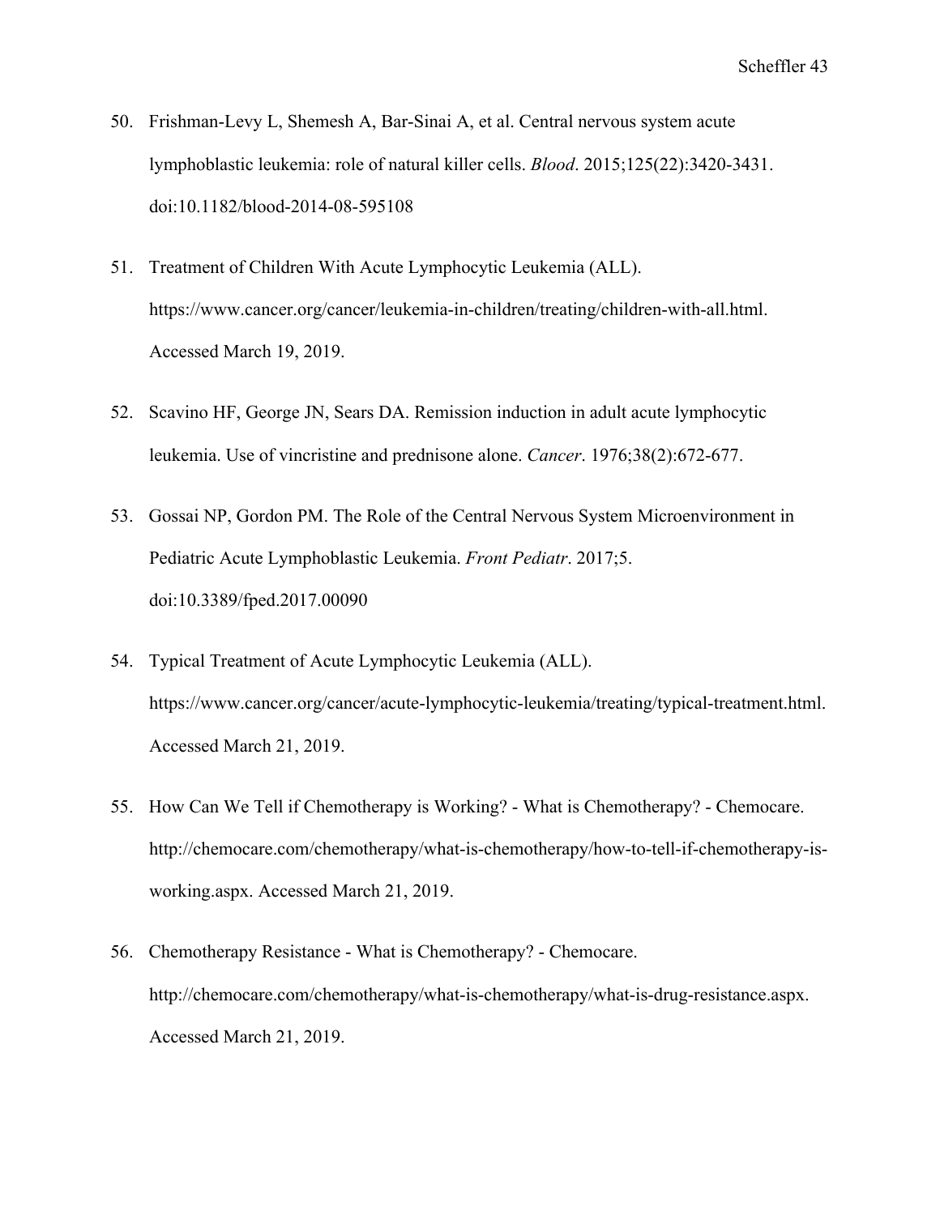50. Frishman-Levy L, Shemesh A, Bar-Sinai A, et al. Central nervous system acute lymphoblastic leukemia: role of natural killer cells. *Blood*. 2015;125(22):3420-3431. doi:10.1182/blood-2014-08-595108

51. Treatment of Children With Acute Lymphocytic Leukemia (ALL). https://www.cancer.org/cancer/leukemia-in-children/treating/children-with-all.html. Accessed March 19, 2019.

52. Scavino HF, George JN, Sears DA. Remission induction in adult acute lymphocytic leukemia. Use of vincristine and prednisone alone. *Cancer*. 1976;38(2):672-677.

53. Gossai NP, Gordon PM. The Role of the Central Nervous System Microenvironment in Pediatric Acute Lymphoblastic Leukemia. *Front Pediatr*. 2017;5. doi:10.3389/fped.2017.00090

54. Typical Treatment of Acute Lymphocytic Leukemia (ALL). https://www.cancer.org/cancer/acute-lymphocytic-leukemia/treating/typical-treatment.html. Accessed March 21, 2019.

55. How Can We Tell if Chemotherapy is Working? - What is Chemotherapy? - Chemocare. http://chemocare.com/chemotherapy/what-is-chemotherapy/how-to-tell-if-chemotherapy-is-working.aspx. Accessed March 21, 2019.

56. Chemotherapy Resistance - What is Chemotherapy? - Chemocare. http://chemocare.com/chemotherapy/what-is-chemotherapy/what-is-drug-resistance.aspx. Accessed March 21, 2019.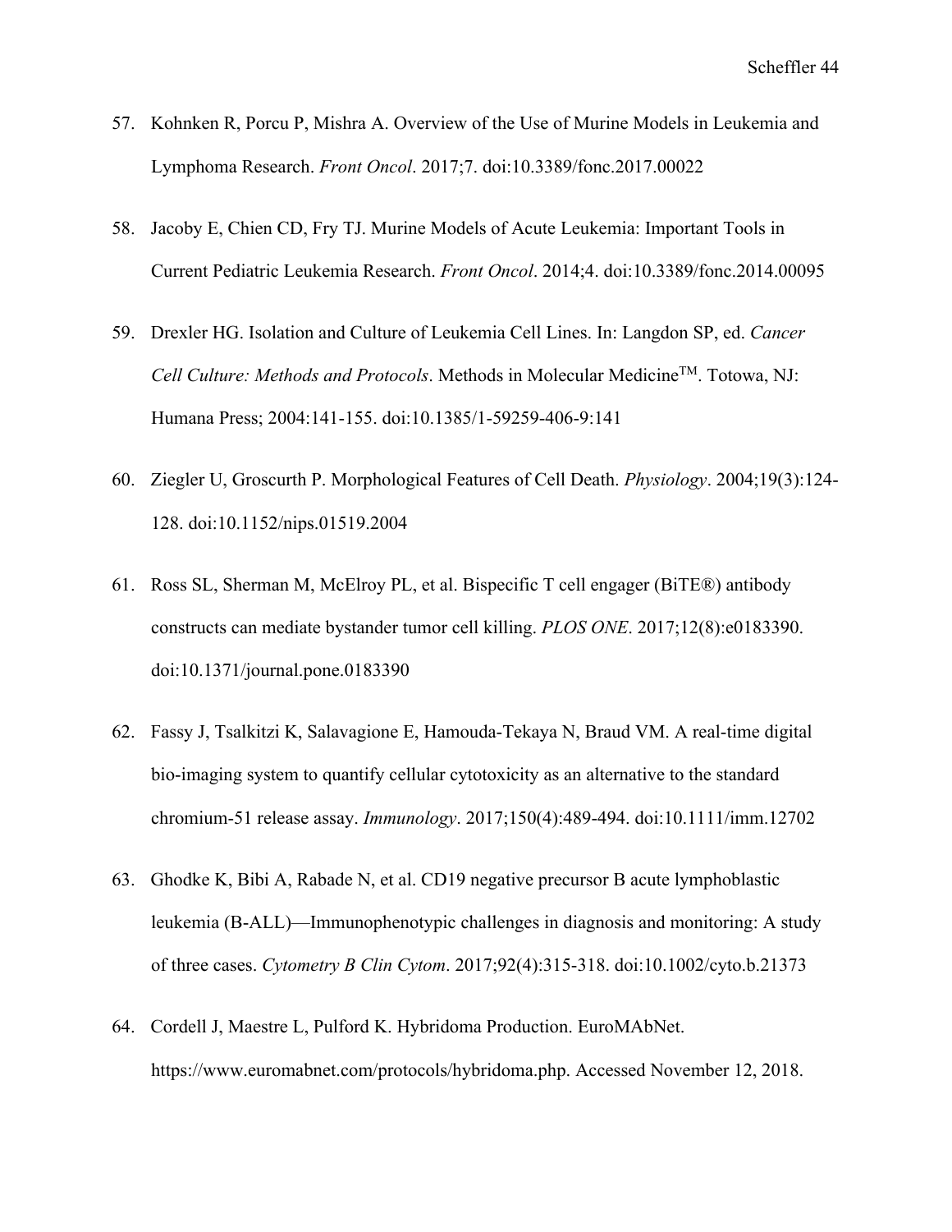57. Kohnken R, Porcu P, Mishra A. Overview of the Use of Murine Models in Leukemia and Lymphoma Research. *Front Oncol*. 2017;7. doi:10.3389/fonc.2017.00022

58. Jacoby E, Chien CD, Fry TJ. Murine Models of Acute Leukemia: Important Tools in Current Pediatric Leukemia Research. *Front Oncol*. 2014;4. doi:10.3389/fonc.2014.00095

59. Drexler HG. Isolation and Culture of Leukemia Cell Lines. In: Langdon SP, ed. *Cancer Cell Culture: Methods and Protocols*. Methods in Molecular Medicine™. Totowa, NJ: Humana Press; 2004:141-155. doi:10.1385/1-59259-406-9:141

60. Ziegler U, Groscurth P. Morphological Features of Cell Death. *Physiology*. 2004;19(3):124-128. doi:10.1152/nips.01519.2004

61. Ross SL, Sherman M, McElroy PL, et al. Bispecific T cell engager (BiTE®) antibody constructs can mediate bystander tumor cell killing. *PLOS ONE*. 2017;12(8):e0183390. doi:10.1371/journal.pone.0183390

62. Fassy J, Tsalkitzi K, Salavagione E, Hamouda-Tekaya N, Braud VM. A real-time digital bio-imaging system to quantify cellular cytotoxicity as an alternative to the standard chromium-51 release assay. *Immunology*. 2017;150(4):489-494. doi:10.1111/imm.12702

63. Ghodke K, Bibi A, Rabade N, et al. CD19 negative precursor B acute lymphoblastic leukemia (B-ALL)—Immunophenotypic challenges in diagnosis and monitoring: A study of three cases. *Cytometry B Clin Cytom*. 2017;92(4):315-318. doi:10.1002/cyto.b.21373

64. Cordell J, Maestre L, Pulford K. Hybridoma Production. EuroMAbNet. https://www.euromabnet.com/protocols/hybridoma.php. Accessed November 12, 2018.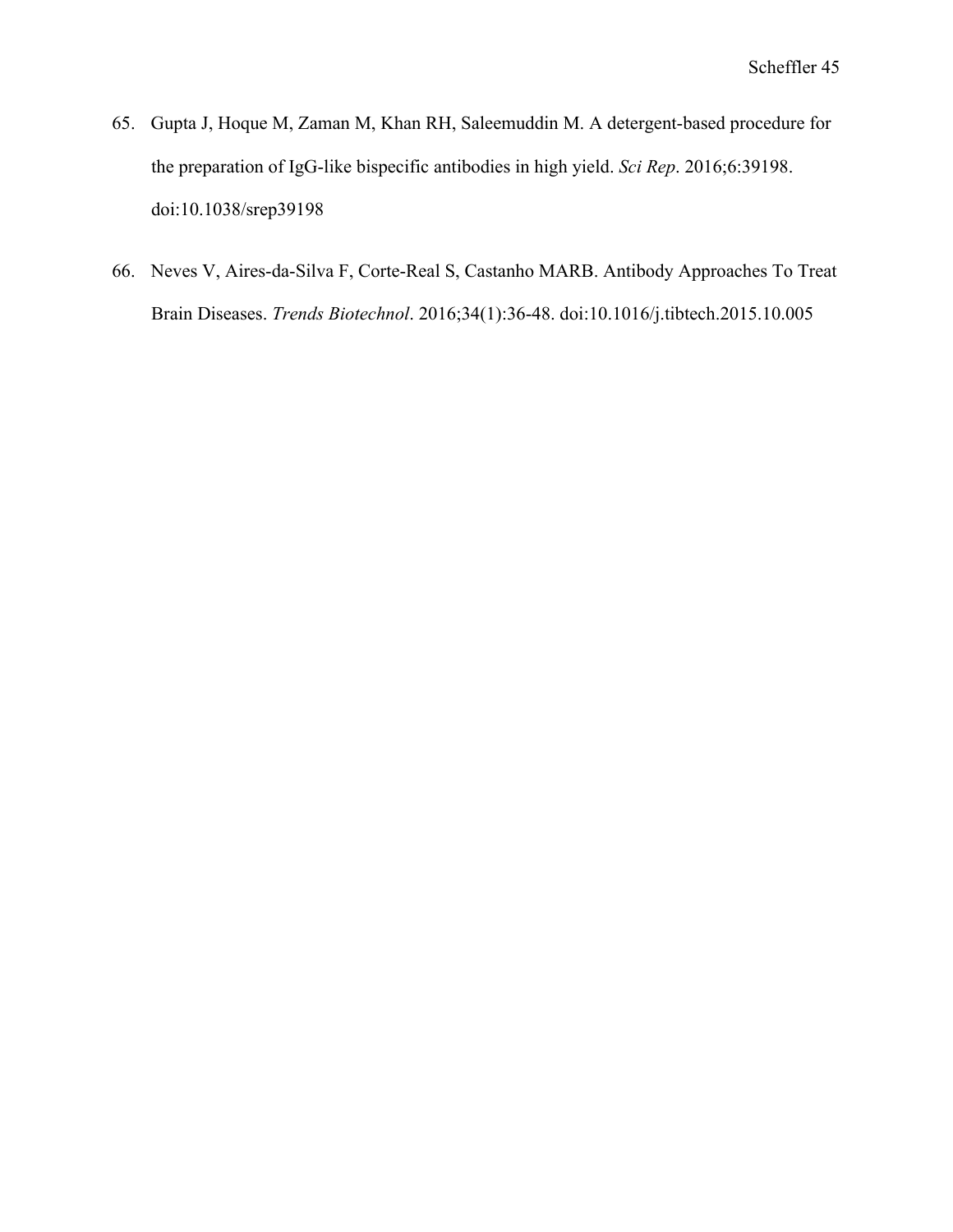65. Gupta J, Hoque M, Zaman M, Khan RH, Saleemuddin M. A detergent-based procedure for the preparation of IgG-like bispecific antibodies in high yield. *Sci Rep*. 2016;6:39198. doi:10.1038/srep39198

66. Neves V, Aires-da-Silva F, Corte-Real S, Castanho MARB. Antibody Approaches To Treat Brain Diseases. *Trends Biotechnol*. 2016;34(1):36-48. doi:10.1016/j.tibtech.2015.10.005